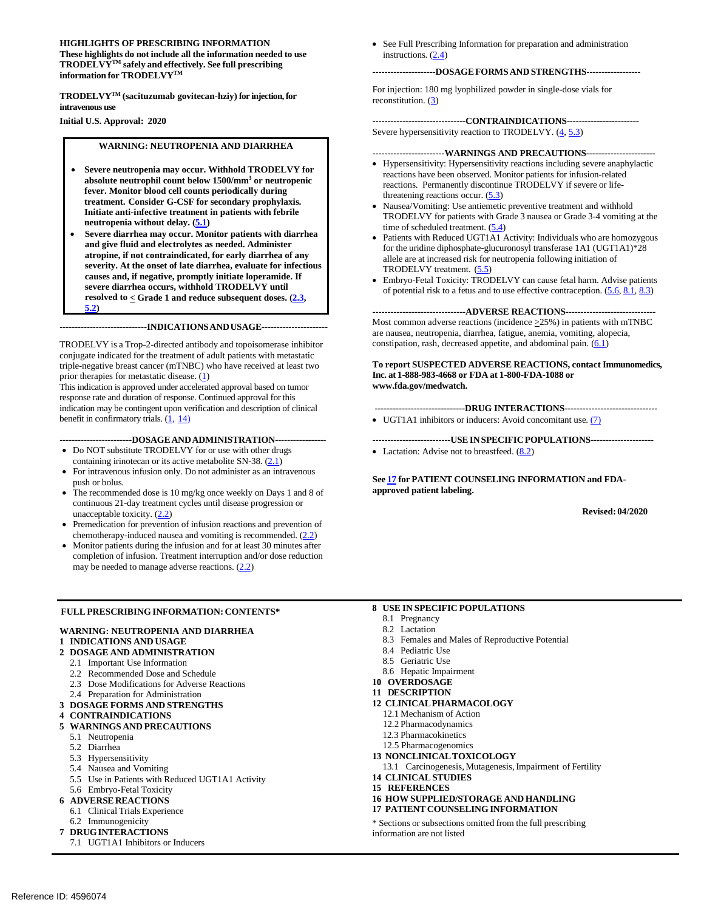**HIGHLIGHTS OF PRESCRIBING INFORMATION**
**These highlights do not include all the information needed to use TRODELVY™ safely and effectively. See full prescribing information for TRODELVY™**

**TRODELVY™ (sacituzumab govitecan-hziy) for injection, for intravenous use**

**Initial U.S. Approval: 2020**

**WARNING: NEUTROPENIA AND DIARRHEA**

- **Severe neutropenia may occur. Withhold TRODELVY for absolute neutrophil count below 1500/mm³ or neutropenic fever. Monitor blood cell counts periodically during treatment. Consider G-CSF for secondary prophylaxis. Initiate anti-infective treatment in patients with febrile neutropenia without delay. (5.1)**
- **Severe diarrhea may occur. Monitor patients with diarrhea and give fluid and electrolytes as needed. Administer atropine, if not contraindicated, for early diarrhea of any severity. At the onset of late diarrhea, evaluate for infectious causes and, if negative, promptly initiate loperamide. If severe diarrhea occurs, withhold TRODELVY until resolved to ≤ Grade 1 and reduce subsequent doses. (2.3, 5.2)**

----------------------------**INDICATIONS AND USAGE**---------------------------

TRODELVY is a Trop-2-directed antibody and topoisomerase inhibitor conjugate indicated for the treatment of adult patients with metastatic triple-negative breast cancer (mTNBC) who have received at least two prior therapies for metastatic disease. (1)
This indication is approved under accelerated approval based on tumor response rate and duration of response. Continued approval for this indication may be contingent upon verification and description of clinical benefit in confirmatory trials. (1, 14)

------------------------**DOSAGE AND ADMINISTRATION**-----------------

- Do NOT substitute TRODELVY for or use with other drugs containing irinotecan or its active metabolite SN-38. (2.1)
- For intravenous infusion only. Do not administer as an intravenous push or bolus.
- The recommended dose is 10 mg/kg once weekly on Days 1 and 8 of continuous 21-day treatment cycles until disease progression or unacceptable toxicity. (2.2)
- Premedication for prevention of infusion reactions and prevention of chemotherapy-induced nausea and vomiting is recommended. (2.2)
- Monitor patients during the infusion and for at least 30 minutes after completion of infusion. Treatment interruption and/or dose reduction may be needed to manage adverse reactions. (2.2)
- See Full Prescribing Information for preparation and administration instructions. (2.4)

---------------------**DOSAGE FORMS AND STRENGTHS**------------------

For injection: 180 mg lyophilized powder in single-dose vials for reconstitution. (3)

-------------------------------**CONTRAINDICATIONS**------------------------

Severe hypersensitivity reaction to TRODELVY. (4, 5.3)

------------------------**WARNINGS AND PRECAUTIONS**-----------------------

- Hypersensitivity: Hypersensitivity reactions including severe anaphylactic reactions have been observed. Monitor patients for infusion-related reactions. Permanently discontinue TRODELVY if severe or life-threatening reactions occur. (5.3)
- Nausea/Vomiting: Use antiemetic preventive treatment and withhold TRODELVY for patients with Grade 3 nausea or Grade 3-4 vomiting at the time of scheduled treatment. (5.4)
- Patients with Reduced UGT1A1 Activity: Individuals who are homozygous for the uridine diphosphate-glucuronosyl transferase 1A1 (UGT1A1)*28 allele are at increased risk for neutropenia following initiation of TRODELVY treatment. (5.5)
- Embryo-Fetal Toxicity: TRODELVY can cause fetal harm. Advise patients of potential risk to a fetus and to use effective contraception. (5.6, 8.1, 8.3)

-------------------------------**ADVERSE REACTIONS**------------------------------

Most common adverse reactions (incidence ≥25%) in patients with mTNBC are nausea, neutropenia, diarrhea, fatigue, anemia, vomiting, alopecia, constipation, rash, decreased appetite, and abdominal pain. (6.1)

**To report SUSPECTED ADVERSE REACTIONS, contact Immunomedics, Inc. at 1-888-983-4668 or FDA at 1-800-FDA-1088 or www.fda.gov/medwatch.**

------------------------------**DRUG INTERACTIONS**-------------------------------

- UGT1A1 inhibitors or inducers: Avoid concomitant use. (7)

--------------------------**USE IN SPECIFIC POPULATIONS**---------------------

- Lactation: Advise not to breastfeed. (8.2)

**See 17 for PATIENT COUNSELING INFORMATION and FDA-approved patient labeling.**

**Revised: 04/2020**

**FULL PRESCRIBING INFORMATION: CONTENTS***

**WARNING: NEUTROPENIA AND DIARRHEA**
**1 INDICATIONS AND USAGE**
**2 DOSAGE AND ADMINISTRATION**
2.1 Important Use Information
2.2 Recommended Dose and Schedule
2.3 Dose Modifications for Adverse Reactions
2.4 Preparation for Administration
**3 DOSAGE FORMS AND STRENGTHS**
**4 CONTRAINDICATIONS**
**5 WARNINGS AND PRECAUTIONS**
5.1 Neutropenia
5.2 Diarrhea
5.3 Hypersensitivity
5.4 Nausea and Vomiting
5.5 Use in Patients with Reduced UGT1A1 Activity
5.6 Embryo-Fetal Toxicity
**6 ADVERSE REACTIONS**
6.1 Clinical Trials Experience
6.2 Immunogenicity
**7 DRUG INTERACTIONS**
7.1 UGT1A1 Inhibitors or Inducers
**8 USE IN SPECIFIC POPULATIONS**
8.1 Pregnancy
8.2 Lactation
8.3 Females and Males of Reproductive Potential
8.4 Pediatric Use
8.5 Geriatric Use
8.6 Hepatic Impairment
**10 OVERDOSAGE**
**11 DESCRIPTION**
**12 CLINICAL PHARMACOLOGY**
12.1 Mechanism of Action
12.2 Pharmacodynamics
12.3 Pharmacokinetics
12.5 Pharmacogenomics
**13 NONCLINICAL TOXICOLOGY**
13.1 Carcinogenesis, Mutagenesis, Impairment of Fertility
**14 CLINICAL STUDIES**
**15 REFERENCES**
**16 HOW SUPPLIED/STORAGE AND HANDLING**
**17 PATIENT COUNSELING INFORMATION**

* Sections or subsections omitted from the full prescribing information are not listed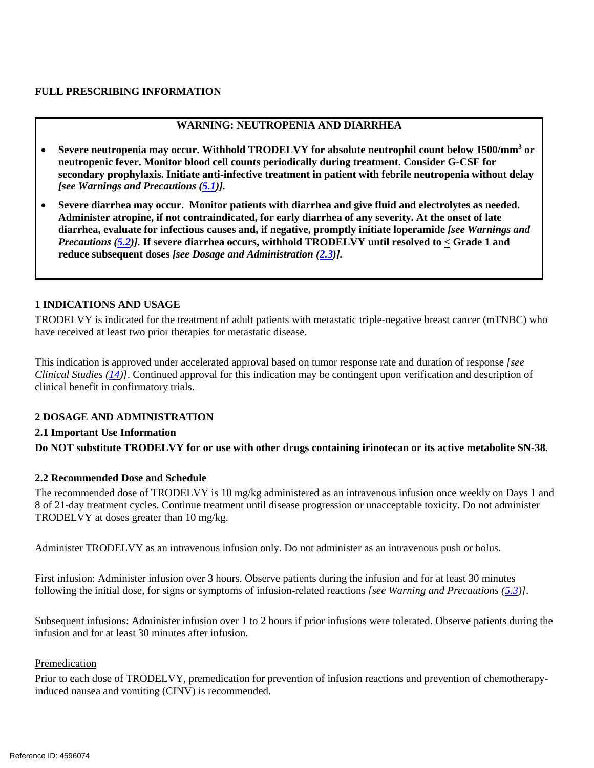# FULL PRESCRIBING INFORMATION

## WARNING: NEUTROPENIA AND DIARRHEA

- **Severe neutropenia may occur. Withhold TRODELVY for absolute neutrophil count below 1500/mm$^3$ or neutropenic fever. Monitor blood cell counts periodically during treatment. Consider G-CSF for secondary prophylaxis. Initiate anti-infective treatment in patient with febrile neutropenia without delay *[see Warnings and Precautions (5.1)]*.**
- **Severe diarrhea may occur. Monitor patients with diarrhea and give fluid and electrolytes as needed. Administer atropine, if not contraindicated, for early diarrhea of any severity. At the onset of late diarrhea, evaluate for infectious causes and, if negative, promptly initiate loperamide *[see Warnings and Precautions (5.2)]*. If severe diarrhea occurs, withhold TRODELVY until resolved to ≤ Grade 1 and reduce subsequent doses *[see Dosage and Administration (2.3)]*.**

## 1 INDICATIONS AND USAGE

TRODELVY is indicated for the treatment of adult patients with metastatic triple-negative breast cancer (mTNBC) who have received at least two prior therapies for metastatic disease.

This indication is approved under accelerated approval based on tumor response rate and duration of response *[see Clinical Studies (14)]*. Continued approval for this indication may be contingent upon verification and description of clinical benefit in confirmatory trials.

## 2 DOSAGE AND ADMINISTRATION

### 2.1 Important Use Information

**Do NOT substitute TRODELVY for or use with other drugs containing irinotecan or its active metabolite SN-38.**

### 2.2 Recommended Dose and Schedule

The recommended dose of TRODELVY is 10 mg/kg administered as an intravenous infusion once weekly on Days 1 and 8 of 21-day treatment cycles. Continue treatment until disease progression or unacceptable toxicity. Do not administer TRODELVY at doses greater than 10 mg/kg.

Administer TRODELVY as an intravenous infusion only. Do not administer as an intravenous push or bolus.

First infusion: Administer infusion over 3 hours. Observe patients during the infusion and for at least 30 minutes following the initial dose, for signs or symptoms of infusion-related reactions *[see Warning and Precautions (5.3)]*.

Subsequent infusions: Administer infusion over 1 to 2 hours if prior infusions were tolerated. Observe patients during the infusion and for at least 30 minutes after infusion.

Premedication

Prior to each dose of TRODELVY, premedication for prevention of infusion reactions and prevention of chemotherapy-induced nausea and vomiting (CINV) is recommended.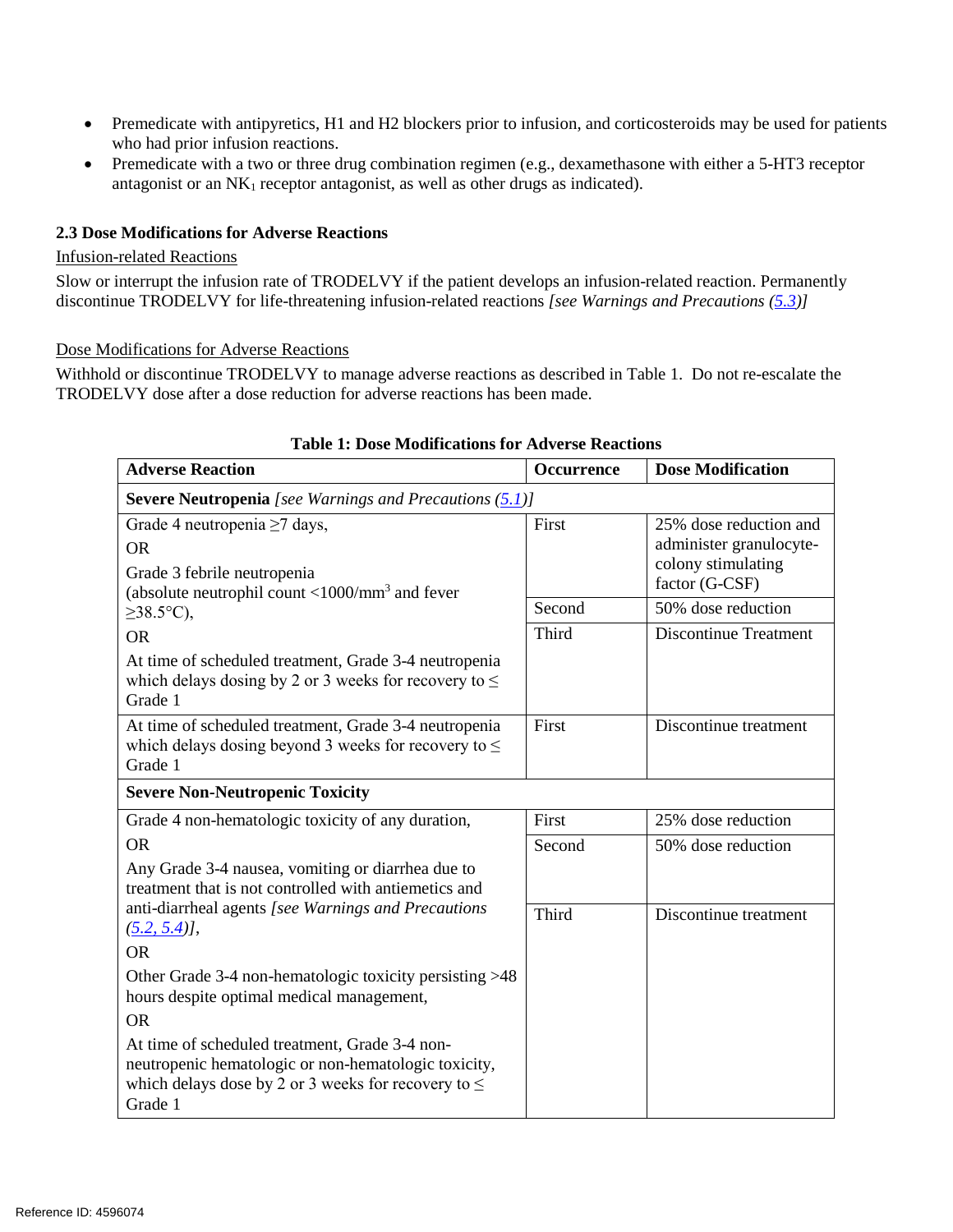- Premedicate with antipyretics, H1 and H2 blockers prior to infusion, and corticosteroids may be used for patients who had prior infusion reactions.
- Premedicate with a two or three drug combination regimen (e.g., dexamethasone with either a 5-HT3 receptor antagonist or an $NK_1$ receptor antagonist, as well as other drugs as indicated).

### 2.3 Dose Modifications for Adverse Reactions

Infusion-related Reactions

Slow or interrupt the infusion rate of TRODELVY if the patient develops an infusion-related reaction. Permanently discontinue TRODELVY for life-threatening infusion-related reactions *[see Warnings and Precautions (5.3)]*

Dose Modifications for Adverse Reactions

Withhold or discontinue TRODELVY to manage adverse reactions as described in Table 1. Do not re-escalate the TRODELVY dose after a dose reduction for adverse reactions has been made.

**Table 1: Dose Modifications for Adverse Reactions**

| Adverse Reaction | Occurrence | Dose Modification |
|---|---|---|
| **Severe Neutropenia** *[see Warnings and Precautions (5.1)]* | | |
| Grade 4 neutropenia ≥7 days,<br>OR<br>Grade 3 febrile neutropenia (absolute neutrophil count <1000/mm³ and fever ≥38.5°C),<br>OR<br>At time of scheduled treatment, Grade 3-4 neutropenia which delays dosing by 2 or 3 weeks for recovery to ≤ Grade 1 | First | 25% dose reduction and administer granulocyte-colony stimulating factor (G-CSF) |
| | Second | 50% dose reduction |
| | Third | Discontinue Treatment |
| At time of scheduled treatment, Grade 3-4 neutropenia which delays dosing beyond 3 weeks for recovery to ≤ Grade 1 | First | Discontinue treatment |
| **Severe Non-Neutropenic Toxicity** | | |
| Grade 4 non-hematologic toxicity of any duration,<br>OR<br>Any Grade 3-4 nausea, vomiting or diarrhea due to treatment that is not controlled with antiemetics and anti-diarrheal agents *[see Warnings and Precautions (5.2, 5.4)]*,<br>OR<br>Other Grade 3-4 non-hematologic toxicity persisting >48 hours despite optimal medical management,<br>OR<br>At time of scheduled treatment, Grade 3-4 non-neutropenic hematologic or non-hematologic toxicity, which delays dose by 2 or 3 weeks for recovery to ≤ Grade 1 | First | 25% dose reduction |
| | Second | 50% dose reduction |
| | Third | Discontinue treatment |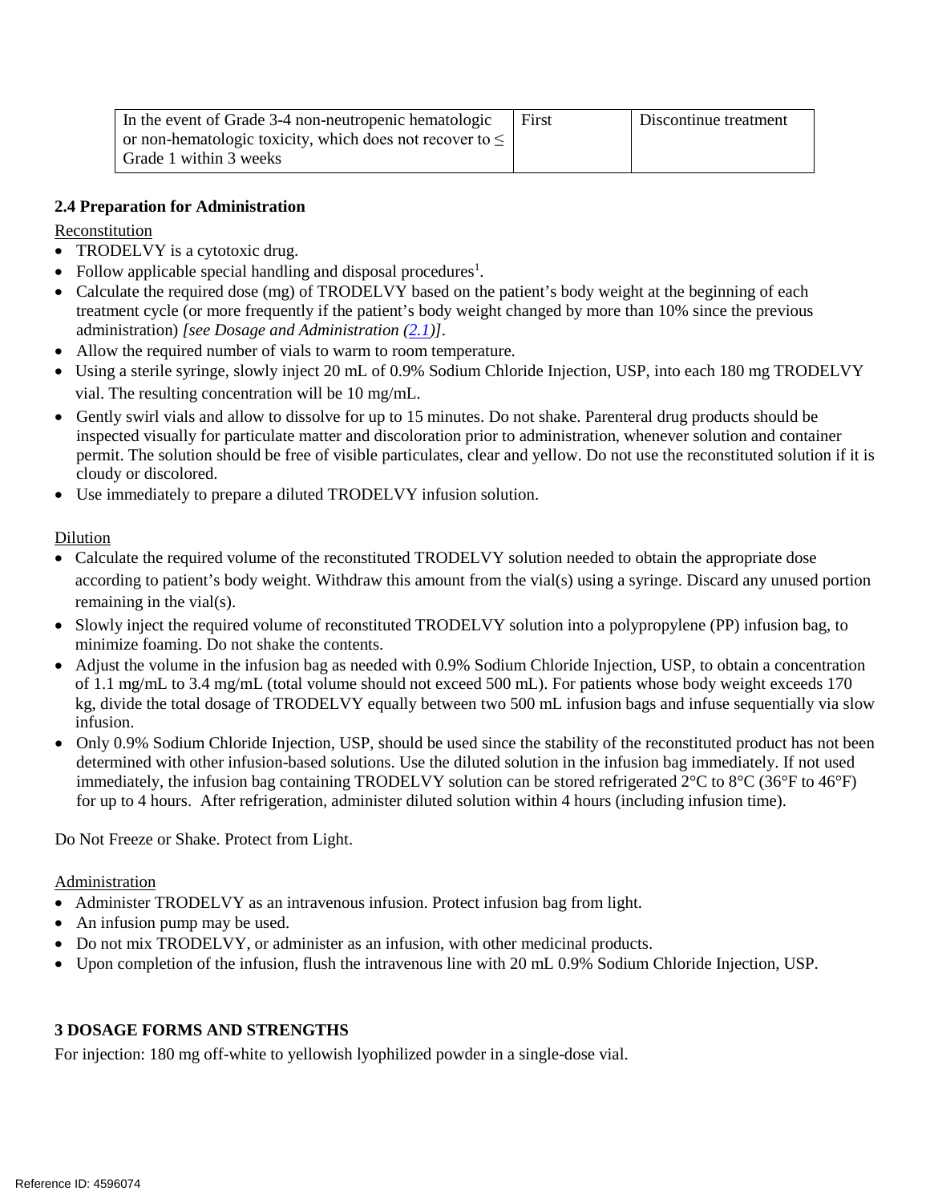| In the event of Grade 3-4 non-neutropenic hematologic or non-hematologic toxicity, which does not recover to ≤ Grade 1 within 3 weeks | First | Discontinue treatment |
|---|---|---|

**2.4 Preparation for Administration**

Reconstitution

- TRODELVY is a cytotoxic drug.
- Follow applicable special handling and disposal procedures[1].
- Calculate the required dose (mg) of TRODELVY based on the patient's body weight at the beginning of each treatment cycle (or more frequently if the patient's body weight changed by more than 10% since the previous administration) *[see Dosage and Administration (2.1)]*.
- Allow the required number of vials to warm to room temperature.
- Using a sterile syringe, slowly inject 20 mL of 0.9% Sodium Chloride Injection, USP, into each 180 mg TRODELVY vial. The resulting concentration will be 10 mg/mL.
- Gently swirl vials and allow to dissolve for up to 15 minutes. Do not shake. Parenteral drug products should be inspected visually for particulate matter and discoloration prior to administration, whenever solution and container permit. The solution should be free of visible particulates, clear and yellow. Do not use the reconstituted solution if it is cloudy or discolored.
- Use immediately to prepare a diluted TRODELVY infusion solution.

Dilution

- Calculate the required volume of the reconstituted TRODELVY solution needed to obtain the appropriate dose according to patient's body weight. Withdraw this amount from the vial(s) using a syringe. Discard any unused portion remaining in the vial(s).
- Slowly inject the required volume of reconstituted TRODELVY solution into a polypropylene (PP) infusion bag, to minimize foaming. Do not shake the contents.
- Adjust the volume in the infusion bag as needed with 0.9% Sodium Chloride Injection, USP, to obtain a concentration of 1.1 mg/mL to 3.4 mg/mL (total volume should not exceed 500 mL). For patients whose body weight exceeds 170 kg, divide the total dosage of TRODELVY equally between two 500 mL infusion bags and infuse sequentially via slow infusion.
- Only 0.9% Sodium Chloride Injection, USP, should be used since the stability of the reconstituted product has not been determined with other infusion-based solutions. Use the diluted solution in the infusion bag immediately. If not used immediately, the infusion bag containing TRODELVY solution can be stored refrigerated 2°C to 8°C (36°F to 46°F) for up to 4 hours. After refrigeration, administer diluted solution within 4 hours (including infusion time).

Do Not Freeze or Shake. Protect from Light.

Administration

- Administer TRODELVY as an intravenous infusion. Protect infusion bag from light.
- An infusion pump may be used.
- Do not mix TRODELVY, or administer as an infusion, with other medicinal products.
- Upon completion of the infusion, flush the intravenous line with 20 mL 0.9% Sodium Chloride Injection, USP.

## 3 DOSAGE FORMS AND STRENGTHS

For injection: 180 mg off-white to yellowish lyophilized powder in a single-dose vial.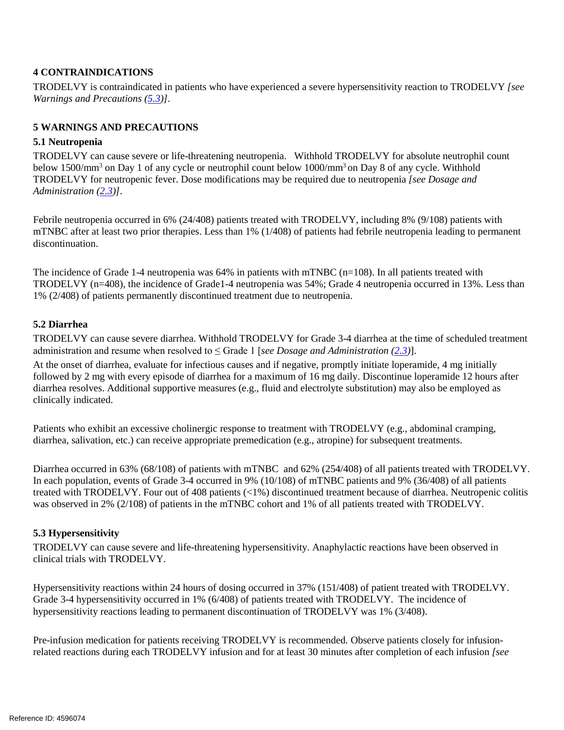## 4 CONTRAINDICATIONS

TRODELVY is contraindicated in patients who have experienced a severe hypersensitivity reaction to TRODELVY *[see Warnings and Precautions (5.3)]*.

## 5 WARNINGS AND PRECAUTIONS

### 5.1 Neutropenia

TRODELVY can cause severe or life-threatening neutropenia. Withhold TRODELVY for absolute neutrophil count below 1500/mm$^3$ on Day 1 of any cycle or neutrophil count below 1000/mm$^3$ on Day 8 of any cycle. Withhold TRODELVY for neutropenic fever. Dose modifications may be required due to neutropenia *[see Dosage and Administration (2.3)]*.

Febrile neutropenia occurred in 6% (24/408) patients treated with TRODELVY, including 8% (9/108) patients with mTNBC after at least two prior therapies. Less than 1% (1/408) of patients had febrile neutropenia leading to permanent discontinuation.

The incidence of Grade 1-4 neutropenia was 64% in patients with mTNBC (n=108). In all patients treated with TRODELVY (n=408), the incidence of Grade1-4 neutropenia was 54%; Grade 4 neutropenia occurred in 13%. Less than 1% (2/408) of patients permanently discontinued treatment due to neutropenia.

### 5.2 Diarrhea

TRODELVY can cause severe diarrhea. Withhold TRODELVY for Grade 3-4 diarrhea at the time of scheduled treatment administration and resume when resolved to ≤ Grade 1 [*see Dosage and Administration (2.3)*].

At the onset of diarrhea, evaluate for infectious causes and if negative, promptly initiate loperamide, 4 mg initially followed by 2 mg with every episode of diarrhea for a maximum of 16 mg daily. Discontinue loperamide 12 hours after diarrhea resolves. Additional supportive measures (e.g., fluid and electrolyte substitution) may also be employed as clinically indicated.

Patients who exhibit an excessive cholinergic response to treatment with TRODELVY (e.g., abdominal cramping, diarrhea, salivation, etc.) can receive appropriate premedication (e.g., atropine) for subsequent treatments.

Diarrhea occurred in 63% (68/108) of patients with mTNBC and 62% (254/408) of all patients treated with TRODELVY. In each population, events of Grade 3-4 occurred in 9% (10/108) of mTNBC patients and 9% (36/408) of all patients treated with TRODELVY. Four out of 408 patients (<1%) discontinued treatment because of diarrhea. Neutropenic colitis was observed in 2% (2/108) of patients in the mTNBC cohort and 1% of all patients treated with TRODELVY.

### 5.3 Hypersensitivity

TRODELVY can cause severe and life-threatening hypersensitivity. Anaphylactic reactions have been observed in clinical trials with TRODELVY.

Hypersensitivity reactions within 24 hours of dosing occurred in 37% (151/408) of patient treated with TRODELVY. Grade 3-4 hypersensitivity occurred in 1% (6/408) of patients treated with TRODELVY. The incidence of hypersensitivity reactions leading to permanent discontinuation of TRODELVY was 1% (3/408).

Pre-infusion medication for patients receiving TRODELVY is recommended. Observe patients closely for infusion-related reactions during each TRODELVY infusion and for at least 30 minutes after completion of each infusion *[see*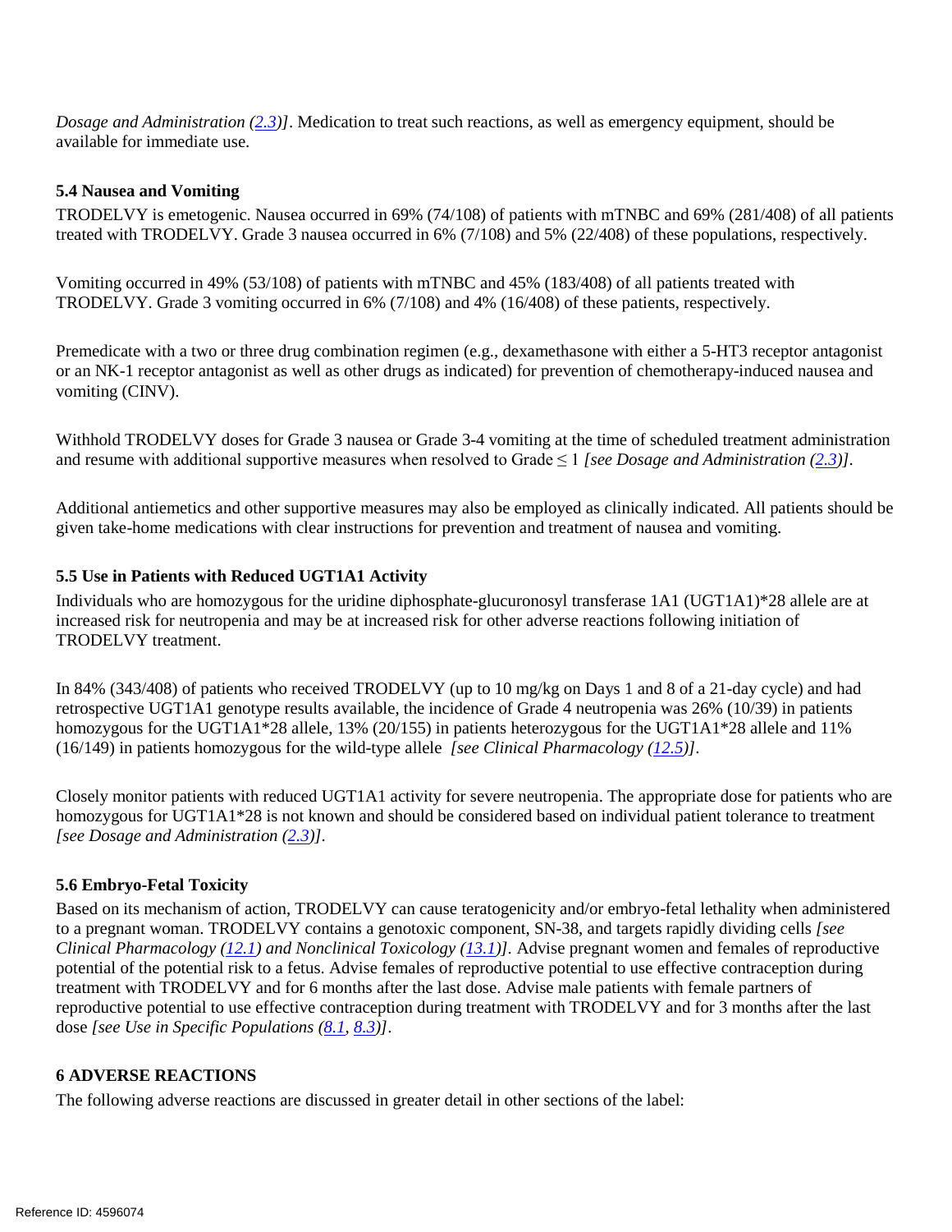*Dosage and Administration (2.3)]*. Medication to treat such reactions, as well as emergency equipment, should be available for immediate use.

### 5.4 Nausea and Vomiting

TRODELVY is emetogenic. Nausea occurred in 69% (74/108) of patients with mTNBC and 69% (281/408) of all patients treated with TRODELVY. Grade 3 nausea occurred in 6% (7/108) and 5% (22/408) of these populations, respectively.

Vomiting occurred in 49% (53/108) of patients with mTNBC and 45% (183/408) of all patients treated with TRODELVY. Grade 3 vomiting occurred in 6% (7/108) and 4% (16/408) of these patients, respectively.

Premedicate with a two or three drug combination regimen (e.g., dexamethasone with either a 5-HT3 receptor antagonist or an NK-1 receptor antagonist as well as other drugs as indicated) for prevention of chemotherapy-induced nausea and vomiting (CINV).

Withhold TRODELVY doses for Grade 3 nausea or Grade 3-4 vomiting at the time of scheduled treatment administration and resume with additional supportive measures when resolved to Grade ≤ 1 *[see Dosage and Administration (2.3)]*.

Additional antiemetics and other supportive measures may also be employed as clinically indicated. All patients should be given take-home medications with clear instructions for prevention and treatment of nausea and vomiting.

### 5.5 Use in Patients with Reduced UGT1A1 Activity

Individuals who are homozygous for the uridine diphosphate-glucuronosyl transferase 1A1 (UGT1A1)*28 allele are at increased risk for neutropenia and may be at increased risk for other adverse reactions following initiation of TRODELVY treatment.

In 84% (343/408) of patients who received TRODELVY (up to 10 mg/kg on Days 1 and 8 of a 21-day cycle) and had retrospective UGT1A1 genotype results available, the incidence of Grade 4 neutropenia was 26% (10/39) in patients homozygous for the UGT1A1*28 allele, 13% (20/155) in patients heterozygous for the UGT1A1*28 allele and 11% (16/149) in patients homozygous for the wild-type allele *[see Clinical Pharmacology (12.5)]*.

Closely monitor patients with reduced UGT1A1 activity for severe neutropenia. The appropriate dose for patients who are homozygous for UGT1A1*28 is not known and should be considered based on individual patient tolerance to treatment *[see Dosage and Administration (2.3)]*.

### 5.6 Embryo-Fetal Toxicity

Based on its mechanism of action, TRODELVY can cause teratogenicity and/or embryo-fetal lethality when administered to a pregnant woman. TRODELVY contains a genotoxic component, SN-38, and targets rapidly dividing cells *[see Clinical Pharmacology (12.1) and Nonclinical Toxicology (13.1)]*. Advise pregnant women and females of reproductive potential of the potential risk to a fetus. Advise females of reproductive potential to use effective contraception during treatment with TRODELVY and for 6 months after the last dose. Advise male patients with female partners of reproductive potential to use effective contraception during treatment with TRODELVY and for 3 months after the last dose *[see Use in Specific Populations (8.1, 8.3)]*.

## 6 ADVERSE REACTIONS

The following adverse reactions are discussed in greater detail in other sections of the label: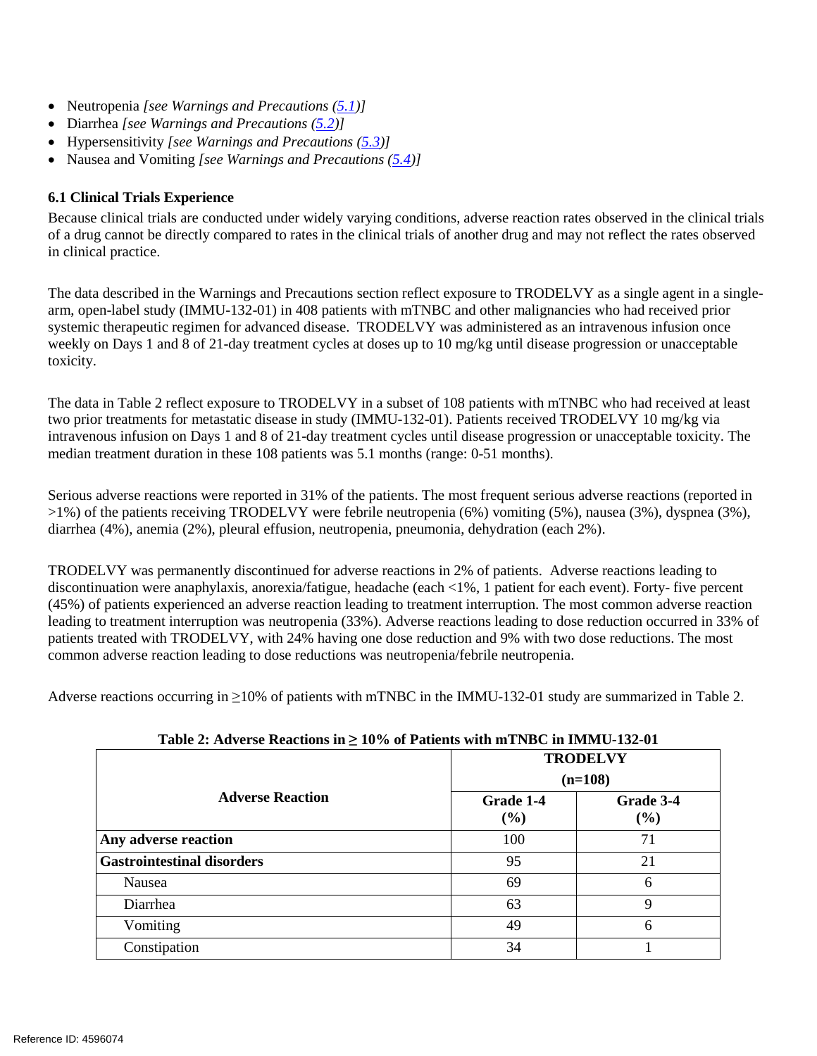- Neutropenia *[see Warnings and Precautions (5.1)]*
- Diarrhea *[see Warnings and Precautions (5.2)]*
- Hypersensitivity *[see Warnings and Precautions (5.3)]*
- Nausea and Vomiting *[see Warnings and Precautions (5.4)]*

### 6.1 Clinical Trials Experience

Because clinical trials are conducted under widely varying conditions, adverse reaction rates observed in the clinical trials of a drug cannot be directly compared to rates in the clinical trials of another drug and may not reflect the rates observed in clinical practice.

The data described in the Warnings and Precautions section reflect exposure to TRODELVY as a single agent in a single-arm, open-label study (IMMU-132-01) in 408 patients with mTNBC and other malignancies who had received prior systemic therapeutic regimen for advanced disease. TRODELVY was administered as an intravenous infusion once weekly on Days 1 and 8 of 21-day treatment cycles at doses up to 10 mg/kg until disease progression or unacceptable toxicity.

The data in Table 2 reflect exposure to TRODELVY in a subset of 108 patients with mTNBC who had received at least two prior treatments for metastatic disease in study (IMMU-132-01). Patients received TRODELVY 10 mg/kg via intravenous infusion on Days 1 and 8 of 21-day treatment cycles until disease progression or unacceptable toxicity. The median treatment duration in these 108 patients was 5.1 months (range: 0-51 months).

Serious adverse reactions were reported in 31% of the patients. The most frequent serious adverse reactions (reported in >1%) of the patients receiving TRODELVY were febrile neutropenia (6%) vomiting (5%), nausea (3%), dyspnea (3%), diarrhea (4%), anemia (2%), pleural effusion, neutropenia, pneumonia, dehydration (each 2%).

TRODELVY was permanently discontinued for adverse reactions in 2% of patients. Adverse reactions leading to discontinuation were anaphylaxis, anorexia/fatigue, headache (each <1%, 1 patient for each event). Forty- five percent (45%) of patients experienced an adverse reaction leading to treatment interruption. The most common adverse reaction leading to treatment interruption was neutropenia (33%). Adverse reactions leading to dose reduction occurred in 33% of patients treated with TRODELVY, with 24% having one dose reduction and 9% with two dose reductions. The most common adverse reaction leading to dose reductions was neutropenia/febrile neutropenia.

Adverse reactions occurring in ≥10% of patients with mTNBC in the IMMU-132-01 study are summarized in Table 2.

**Table 2: Adverse Reactions in ≥ 10% of Patients with mTNBC in IMMU-132-01**

| Adverse Reaction | TRODELVY (n=108) | |
|---|---|---|
| | **Grade 1-4 (%)** | **Grade 3-4 (%)** |
| **Any adverse reaction** | 100 | 71 |
| **Gastrointestinal disorders** | 95 | 21 |
| Nausea | 69 | 6 |
| Diarrhea | 63 | 9 |
| Vomiting | 49 | 6 |
| Constipation | 34 | 1 |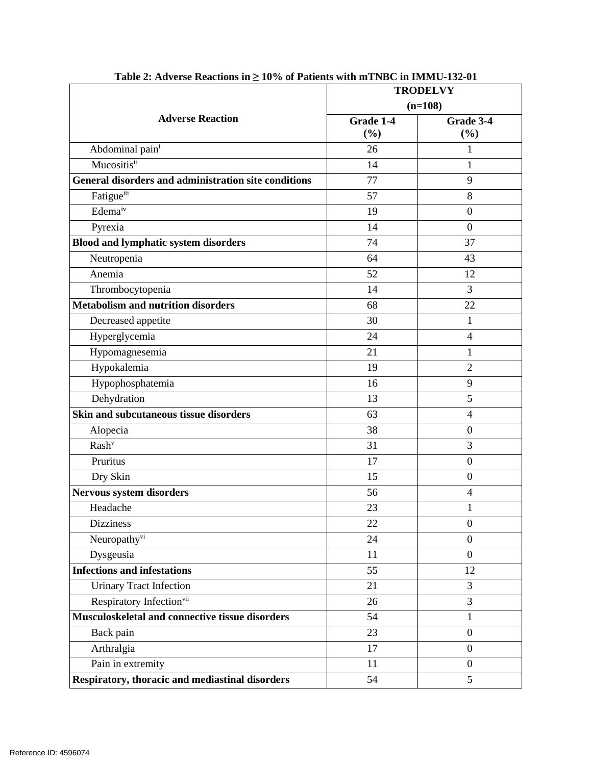**Table 2: Adverse Reactions in ≥ 10% of Patients with mTNBC in IMMU-132-01**

| Adverse Reaction | TRODELVY (n=108) | |
|---|---|---|
| | Grade 1-4 (%) | Grade 3-4 (%) |
| Abdominal pain[i] | 26 | 1 |
| Mucositis[ii] | 14 | 1 |
| **General disorders and administration site conditions** | 77 | 9 |
| Fatigue[iii] | 57 | 8 |
| Edema[iv] | 19 | 0 |
| Pyrexia | 14 | 0 |
| **Blood and lymphatic system disorders** | 74 | 37 |
| Neutropenia | 64 | 43 |
| Anemia | 52 | 12 |
| Thrombocytopenia | 14 | 3 |
| **Metabolism and nutrition disorders** | 68 | 22 |
| Decreased appetite | 30 | 1 |
| Hyperglycemia | 24 | 4 |
| Hypomagnesemia | 21 | 1 |
| Hypokalemia | 19 | 2 |
| Hypophosphatemia | 16 | 9 |
| Dehydration | 13 | 5 |
| **Skin and subcutaneous tissue disorders** | 63 | 4 |
| Alopecia | 38 | 0 |
| Rash[v] | 31 | 3 |
| Pruritus | 17 | 0 |
| Dry Skin | 15 | 0 |
| **Nervous system disorders** | 56 | 4 |
| Headache | 23 | 1 |
| Dizziness | 22 | 0 |
| Neuropathy[vi] | 24 | 0 |
| Dysgeusia | 11 | 0 |
| **Infections and infestations** | 55 | 12 |
| Urinary Tract Infection | 21 | 3 |
| Respiratory Infection[vii] | 26 | 3 |
| **Musculoskeletal and connective tissue disorders** | 54 | 1 |
| Back pain | 23 | 0 |
| Arthralgia | 17 | 0 |
| Pain in extremity | 11 | 0 |
| **Respiratory, thoracic and mediastinal disorders** | 54 | 5 |

Reference ID: 4596074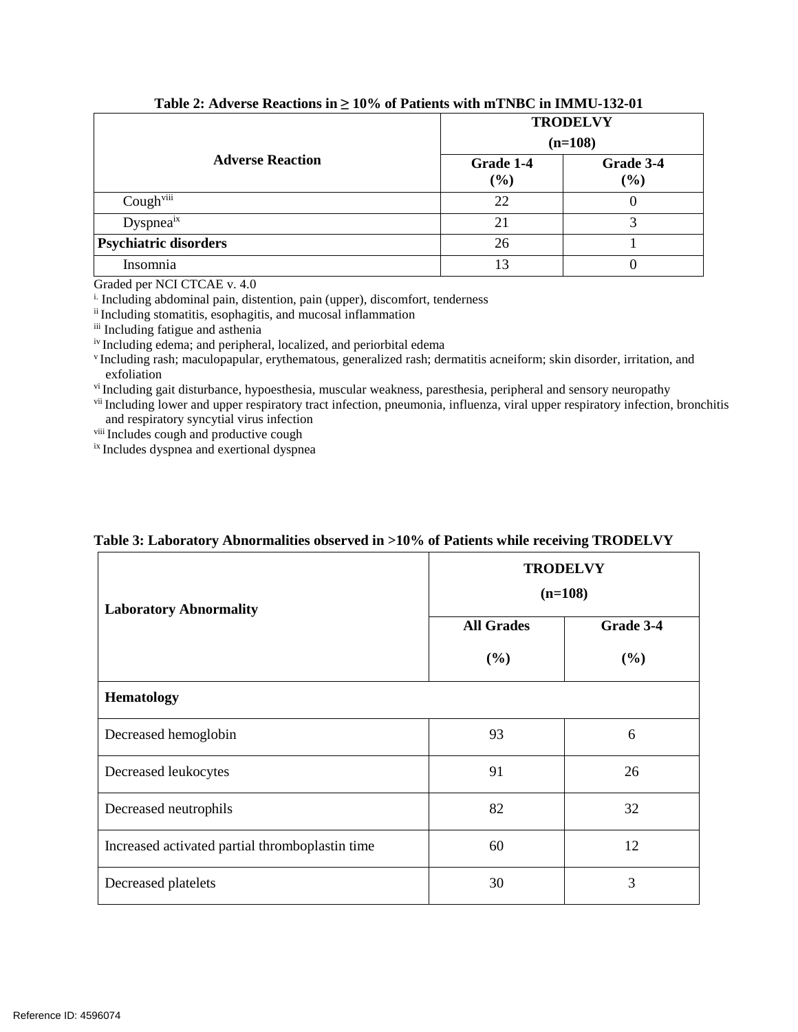**Table 2: Adverse Reactions in ≥ 10% of Patients with mTNBC in IMMU-132-01**

| Adverse Reaction | TRODELVY (n=108) | |
|---|---|---|
| | Grade 1-4 (%) | Grade 3-4 (%) |
| Cough[viii] | 22 | 0 |
| Dyspnea[ix] | 21 | 3 |
| **Psychiatric disorders** | 26 | 1 |
| Insomnia | 13 | 0 |

Graded per NCI CTCAE v. 4.0

[i.] Including abdominal pain, distention, pain (upper), discomfort, tenderness

[ii] Including stomatitis, esophagitis, and mucosal inflammation

[iii] Including fatigue and asthenia

[iv] Including edema; and peripheral, localized, and periorbital edema

[v] Including rash; maculopapular, erythematous, generalized rash; dermatitis acneiform; skin disorder, irritation, and exfoliation

[vi] Including gait disturbance, hypoesthesia, muscular weakness, paresthesia, peripheral and sensory neuropathy

[vii] Including lower and upper respiratory tract infection, pneumonia, influenza, viral upper respiratory infection, bronchitis and respiratory syncytial virus infection

[viii] Includes cough and productive cough

[ix] Includes dyspnea and exertional dyspnea

**Table 3: Laboratory Abnormalities observed in >10% of Patients while receiving TRODELVY**

| Laboratory Abnormality | TRODELVY (n=108) | |
|---|---|---|
| | All Grades (%) | Grade 3-4 (%) |
| **Hematology** | | |
| Decreased hemoglobin | 93 | 6 |
| Decreased leukocytes | 91 | 26 |
| Decreased neutrophils | 82 | 32 |
| Increased activated partial thromboplastin time | 60 | 12 |
| Decreased platelets | 30 | 3 |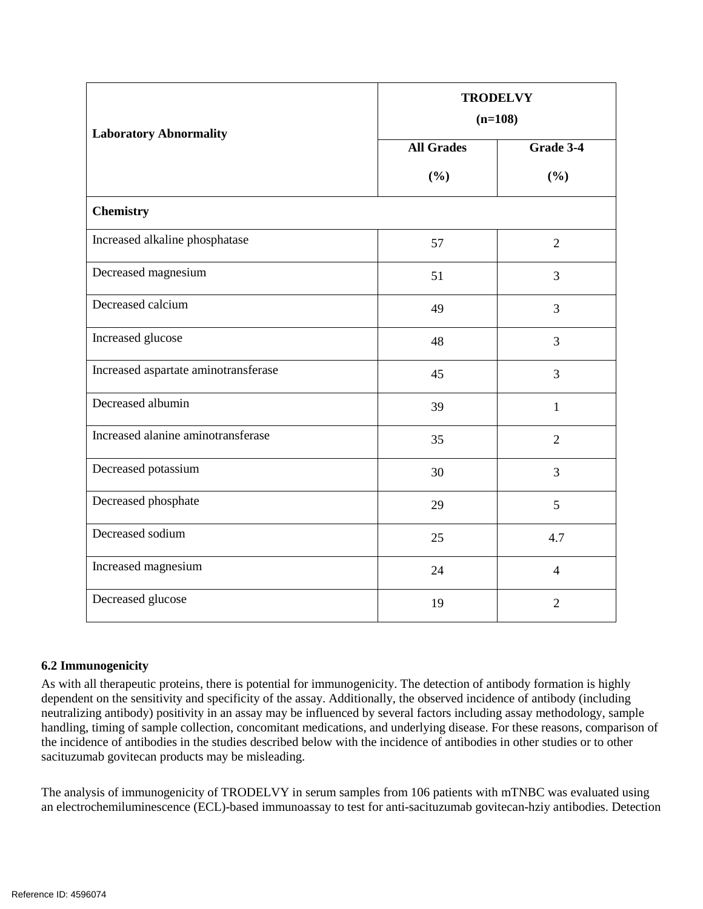| Laboratory Abnormality | TRODELVY (n=108) | |
|---|---|---|
| | All Grades (%) | Grade 3-4 (%) |
| **Chemistry** | | |
| Increased alkaline phosphatase | 57 | 2 |
| Decreased magnesium | 51 | 3 |
| Decreased calcium | 49 | 3 |
| Increased glucose | 48 | 3 |
| Increased aspartate aminotransferase | 45 | 3 |
| Decreased albumin | 39 | 1 |
| Increased alanine aminotransferase | 35 | 2 |
| Decreased potassium | 30 | 3 |
| Decreased phosphate | 29 | 5 |
| Decreased sodium | 25 | 4.7 |
| Increased magnesium | 24 | 4 |
| Decreased glucose | 19 | 2 |

**6.2 Immunogenicity**

As with all therapeutic proteins, there is potential for immunogenicity. The detection of antibody formation is highly dependent on the sensitivity and specificity of the assay. Additionally, the observed incidence of antibody (including neutralizing antibody) positivity in an assay may be influenced by several factors including assay methodology, sample handling, timing of sample collection, concomitant medications, and underlying disease. For these reasons, comparison of the incidence of antibodies in the studies described below with the incidence of antibodies in other studies or to other sacituzumab govitecan products may be misleading.

The analysis of immunogenicity of TRODELVY in serum samples from 106 patients with mTNBC was evaluated using an electrochemiluminescence (ECL)-based immunoassay to test for anti-sacituzumab govitecan-hziy antibodies. Detection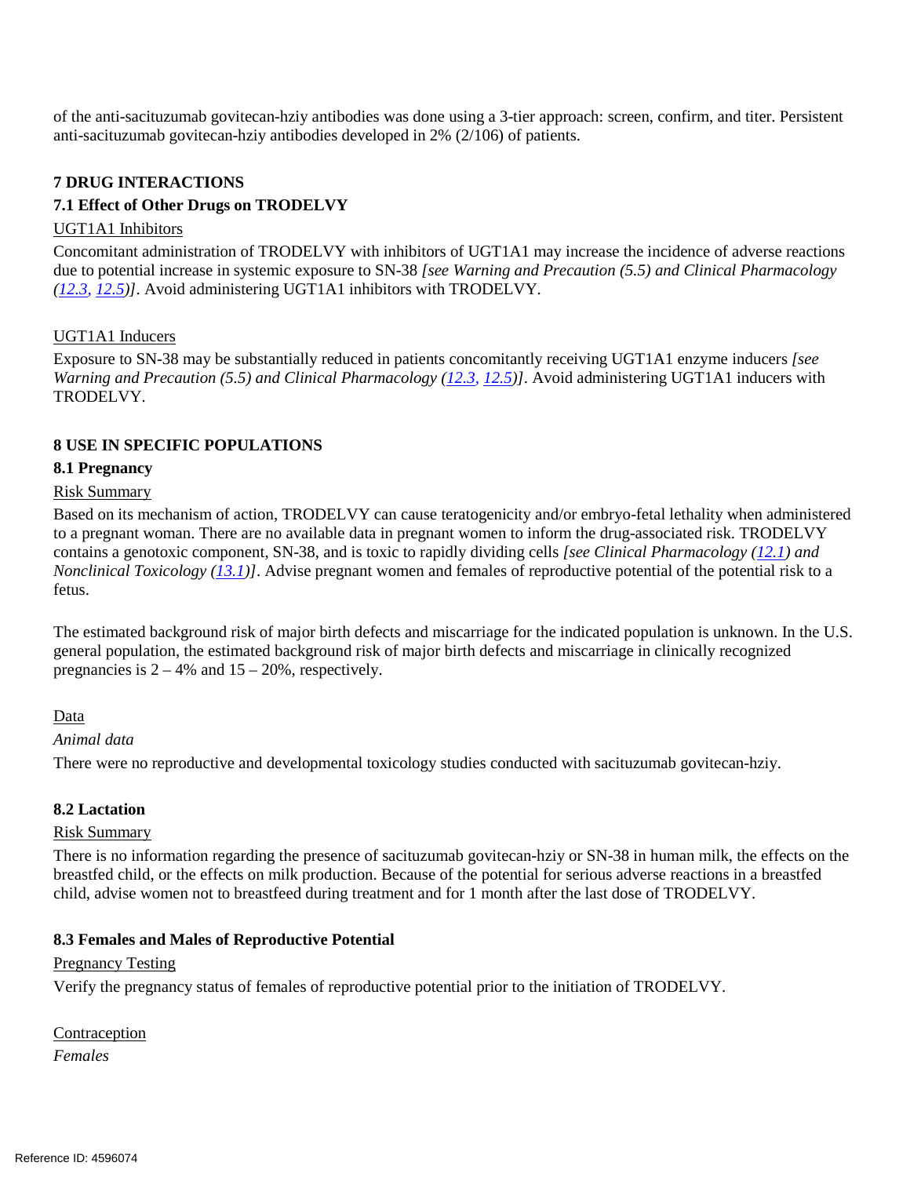of the anti-sacituzumab govitecan-hziy antibodies was done using a 3-tier approach: screen, confirm, and titer. Persistent anti-sacituzumab govitecan-hziy antibodies developed in 2% (2/106) of patients.

## 7 DRUG INTERACTIONS

### 7.1 Effect of Other Drugs on TRODELVY

UGT1A1 Inhibitors

Concomitant administration of TRODELVY with inhibitors of UGT1A1 may increase the incidence of adverse reactions due to potential increase in systemic exposure to SN-38 *[see Warning and Precaution (5.5) and Clinical Pharmacology (12.3, 12.5)]*. Avoid administering UGT1A1 inhibitors with TRODELVY.

UGT1A1 Inducers

Exposure to SN-38 may be substantially reduced in patients concomitantly receiving UGT1A1 enzyme inducers *[see Warning and Precaution (5.5) and Clinical Pharmacology (12.3, 12.5)]*. Avoid administering UGT1A1 inducers with TRODELVY.

## 8 USE IN SPECIFIC POPULATIONS

### 8.1 Pregnancy

Risk Summary

Based on its mechanism of action, TRODELVY can cause teratogenicity and/or embryo-fetal lethality when administered to a pregnant woman. There are no available data in pregnant women to inform the drug-associated risk. TRODELVY contains a genotoxic component, SN-38, and is toxic to rapidly dividing cells *[see Clinical Pharmacology (12.1) and Nonclinical Toxicology (13.1)]*. Advise pregnant women and females of reproductive potential of the potential risk to a fetus.

The estimated background risk of major birth defects and miscarriage for the indicated population is unknown. In the U.S. general population, the estimated background risk of major birth defects and miscarriage in clinically recognized pregnancies is 2 – 4% and 15 – 20%, respectively.

Data

*Animal data*

There were no reproductive and developmental toxicology studies conducted with sacituzumab govitecan-hziy.

### 8.2 Lactation

Risk Summary

There is no information regarding the presence of sacituzumab govitecan-hziy or SN-38 in human milk, the effects on the breastfed child, or the effects on milk production. Because of the potential for serious adverse reactions in a breastfed child, advise women not to breastfeed during treatment and for 1 month after the last dose of TRODELVY.

### 8.3 Females and Males of Reproductive Potential

Pregnancy Testing

Verify the pregnancy status of females of reproductive potential prior to the initiation of TRODELVY.

Contraception

*Females*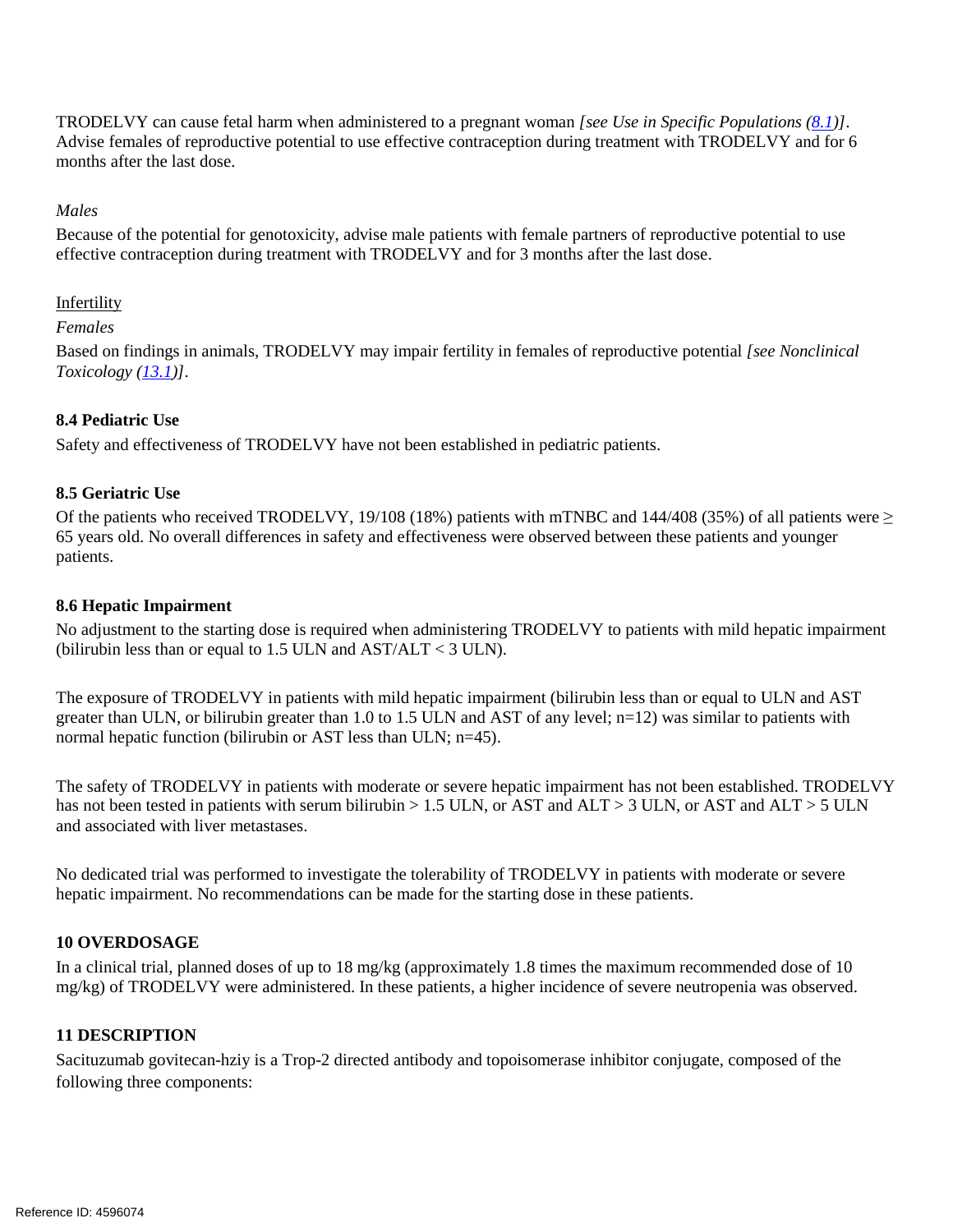TRODELVY can cause fetal harm when administered to a pregnant woman *[see Use in Specific Populations (8.1)]*. Advise females of reproductive potential to use effective contraception during treatment with TRODELVY and for 6 months after the last dose.

*Males*

Because of the potential for genotoxicity, advise male patients with female partners of reproductive potential to use effective contraception during treatment with TRODELVY and for 3 months after the last dose.

Infertility

*Females*

Based on findings in animals, TRODELVY may impair fertility in females of reproductive potential *[see Nonclinical Toxicology (13.1)]*.

### 8.4 Pediatric Use

Safety and effectiveness of TRODELVY have not been established in pediatric patients.

### 8.5 Geriatric Use

Of the patients who received TRODELVY, 19/108 (18%) patients with mTNBC and 144/408 (35%) of all patients were ≥ 65 years old. No overall differences in safety and effectiveness were observed between these patients and younger patients.

### 8.6 Hepatic Impairment

No adjustment to the starting dose is required when administering TRODELVY to patients with mild hepatic impairment (bilirubin less than or equal to 1.5 ULN and AST/ALT < 3 ULN).

The exposure of TRODELVY in patients with mild hepatic impairment (bilirubin less than or equal to ULN and AST greater than ULN, or bilirubin greater than 1.0 to 1.5 ULN and AST of any level; n=12) was similar to patients with normal hepatic function (bilirubin or AST less than ULN; n=45).

The safety of TRODELVY in patients with moderate or severe hepatic impairment has not been established. TRODELVY has not been tested in patients with serum bilirubin > 1.5 ULN, or AST and ALT > 3 ULN, or AST and ALT > 5 ULN and associated with liver metastases.

No dedicated trial was performed to investigate the tolerability of TRODELVY in patients with moderate or severe hepatic impairment. No recommendations can be made for the starting dose in these patients.

## 10 OVERDOSAGE

In a clinical trial, planned doses of up to 18 mg/kg (approximately 1.8 times the maximum recommended dose of 10 mg/kg) of TRODELVY were administered. In these patients, a higher incidence of severe neutropenia was observed.

## 11 DESCRIPTION

Sacituzumab govitecan-hziy is a Trop-2 directed antibody and topoisomerase inhibitor conjugate, composed of the following three components: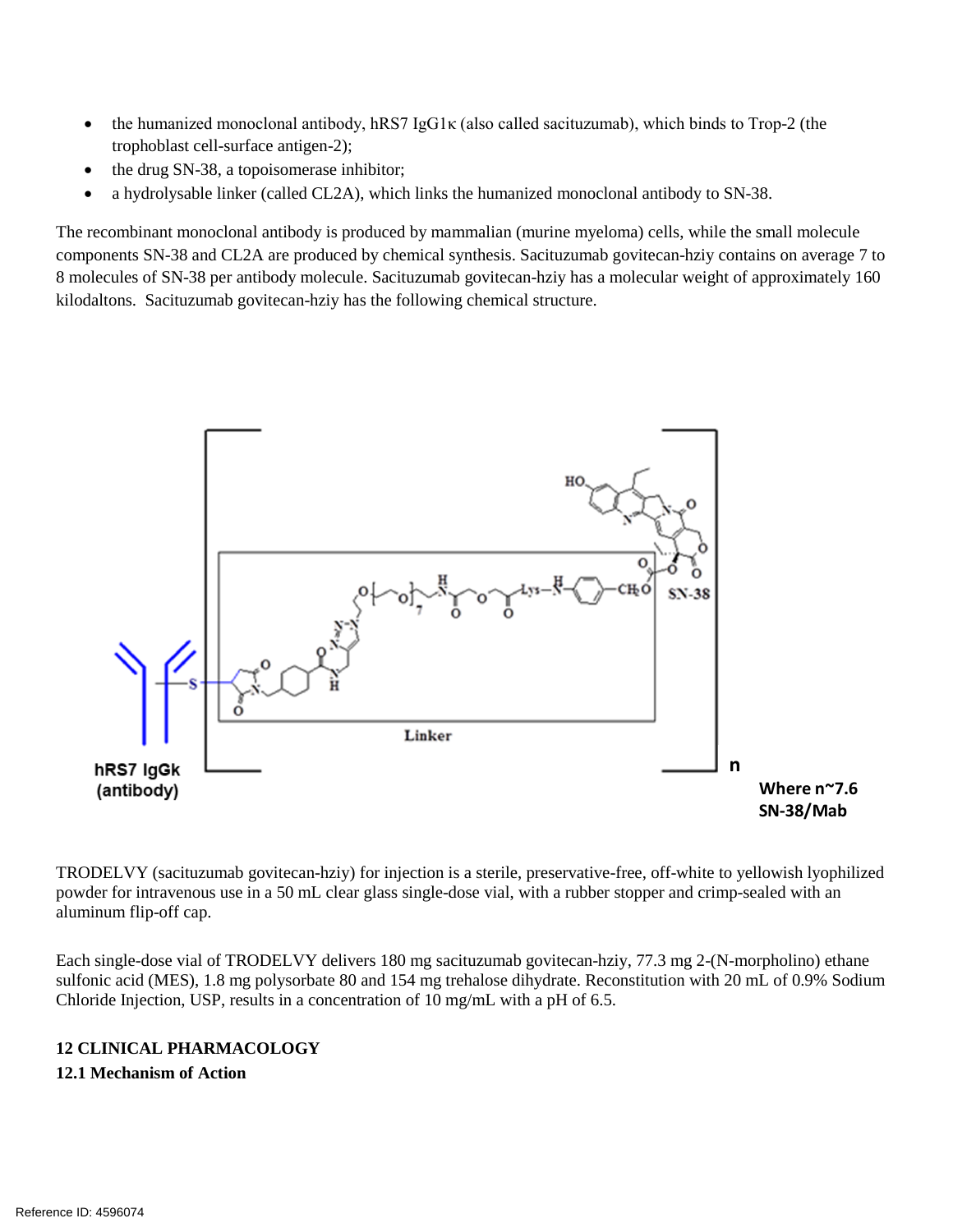- the humanized monoclonal antibody, hRS7 IgG1κ (also called sacituzumab), which binds to Trop-2 (the trophoblast cell-surface antigen-2);
- the drug SN-38, a topoisomerase inhibitor;
- a hydrolysable linker (called CL2A), which links the humanized monoclonal antibody to SN-38.

The recombinant monoclonal antibody is produced by mammalian (murine myeloma) cells, while the small molecule components SN-38 and CL2A are produced by chemical synthesis. Sacituzumab govitecan-hziy contains on average 7 to 8 molecules of SN-38 per antibody molecule. Sacituzumab govitecan-hziy has a molecular weight of approximately 160 kilodaltons. Sacituzumab govitecan-hziy has the following chemical structure.

hRS7 IgGk (antibody) — Linker — SN-38

**Where n~7.6 SN-38/Mab**

TRODELVY (sacituzumab govitecan-hziy) for injection is a sterile, preservative-free, off-white to yellowish lyophilized powder for intravenous use in a 50 mL clear glass single-dose vial, with a rubber stopper and crimp-sealed with an aluminum flip-off cap.

Each single-dose vial of TRODELVY delivers 180 mg sacituzumab govitecan-hziy, 77.3 mg 2-(N-morpholino) ethane sulfonic acid (MES), 1.8 mg polysorbate 80 and 154 mg trehalose dihydrate. Reconstitution with 20 mL of 0.9% Sodium Chloride Injection, USP, results in a concentration of 10 mg/mL with a pH of 6.5.

## 12 CLINICAL PHARMACOLOGY

### 12.1 Mechanism of Action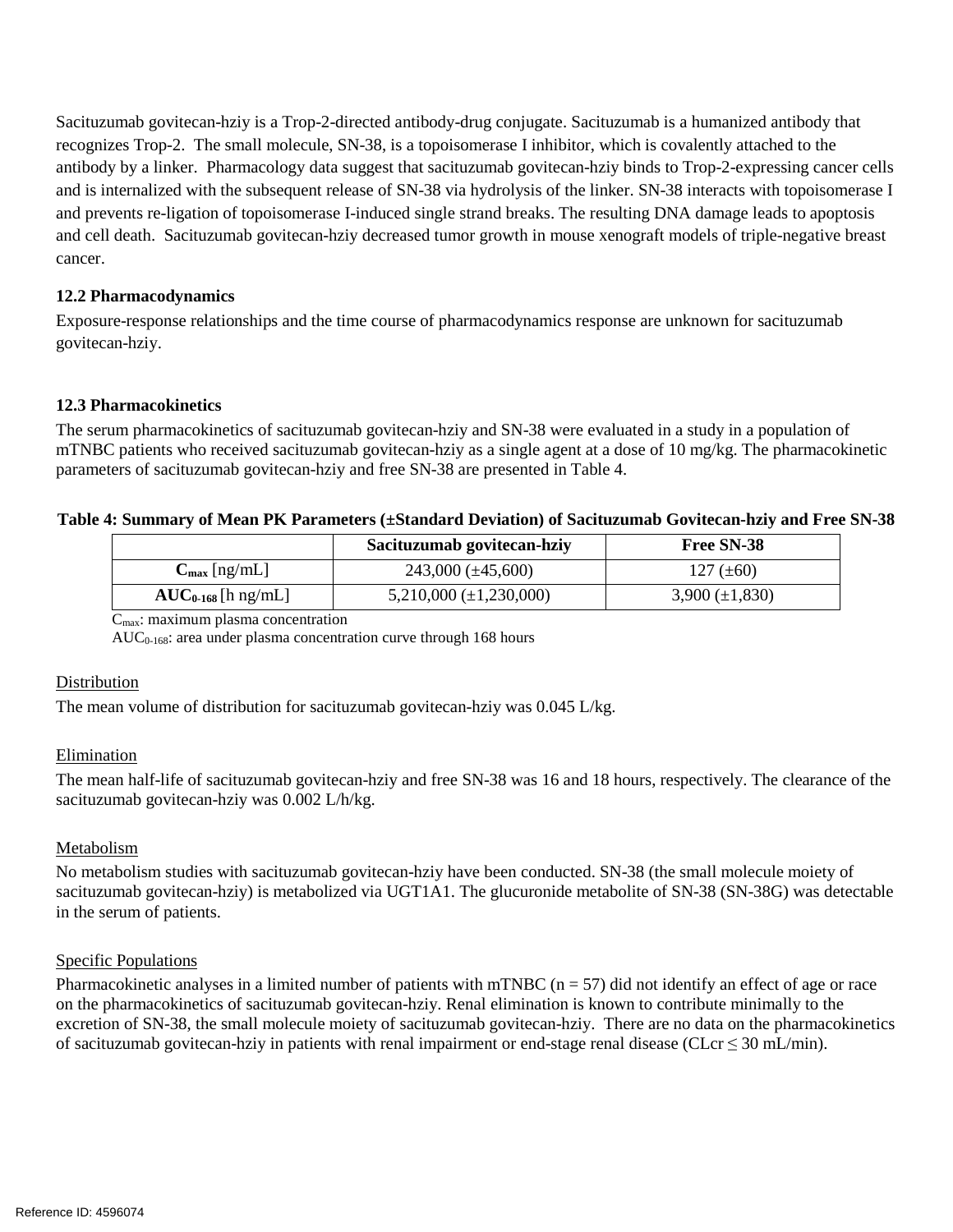Sacituzumab govitecan-hziy is a Trop-2-directed antibody-drug conjugate. Sacituzumab is a humanized antibody that recognizes Trop-2. The small molecule, SN-38, is a topoisomerase I inhibitor, which is covalently attached to the antibody by a linker. Pharmacology data suggest that sacituzumab govitecan-hziy binds to Trop-2-expressing cancer cells and is internalized with the subsequent release of SN-38 via hydrolysis of the linker. SN-38 interacts with topoisomerase I and prevents re-ligation of topoisomerase I-induced single strand breaks. The resulting DNA damage leads to apoptosis and cell death. Sacituzumab govitecan-hziy decreased tumor growth in mouse xenograft models of triple-negative breast cancer.

### 12.2 Pharmacodynamics

Exposure-response relationships and the time course of pharmacodynamics response are unknown for sacituzumab govitecan-hziy.

### 12.3 Pharmacokinetics

The serum pharmacokinetics of sacituzumab govitecan-hziy and SN-38 were evaluated in a study in a population of mTNBC patients who received sacituzumab govitecan-hziy as a single agent at a dose of 10 mg/kg. The pharmacokinetic parameters of sacituzumab govitecan-hziy and free SN-38 are presented in Table 4.

**Table 4: Summary of Mean PK Parameters (±Standard Deviation) of Sacituzumab Govitecan-hziy and Free SN-38**

| | Sacituzumab govitecan-hziy | Free SN-38 |
|---|---|---|
| $C_{max}$ [ng/mL] | 243,000 (±45,600) | 127 (±60) |
| $AUC_{0-168}$ [h ng/mL] | 5,210,000 (±1,230,000) | 3,900 (±1,830) |

$C_{max}$: maximum plasma concentration
$AUC_{0-168}$: area under plasma concentration curve through 168 hours

Distribution

The mean volume of distribution for sacituzumab govitecan-hziy was 0.045 L/kg.

Elimination

The mean half-life of sacituzumab govitecan-hziy and free SN-38 was 16 and 18 hours, respectively. The clearance of the sacituzumab govitecan-hziy was 0.002 L/h/kg.

Metabolism

No metabolism studies with sacituzumab govitecan-hziy have been conducted. SN-38 (the small molecule moiety of sacituzumab govitecan-hziy) is metabolized via UGT1A1. The glucuronide metabolite of SN-38 (SN-38G) was detectable in the serum of patients.

Specific Populations

Pharmacokinetic analyses in a limited number of patients with mTNBC (n = 57) did not identify an effect of age or race on the pharmacokinetics of sacituzumab govitecan-hziy. Renal elimination is known to contribute minimally to the excretion of SN-38, the small molecule moiety of sacituzumab govitecan-hziy. There are no data on the pharmacokinetics of sacituzumab govitecan-hziy in patients with renal impairment or end-stage renal disease (CLcr ≤ 30 mL/min).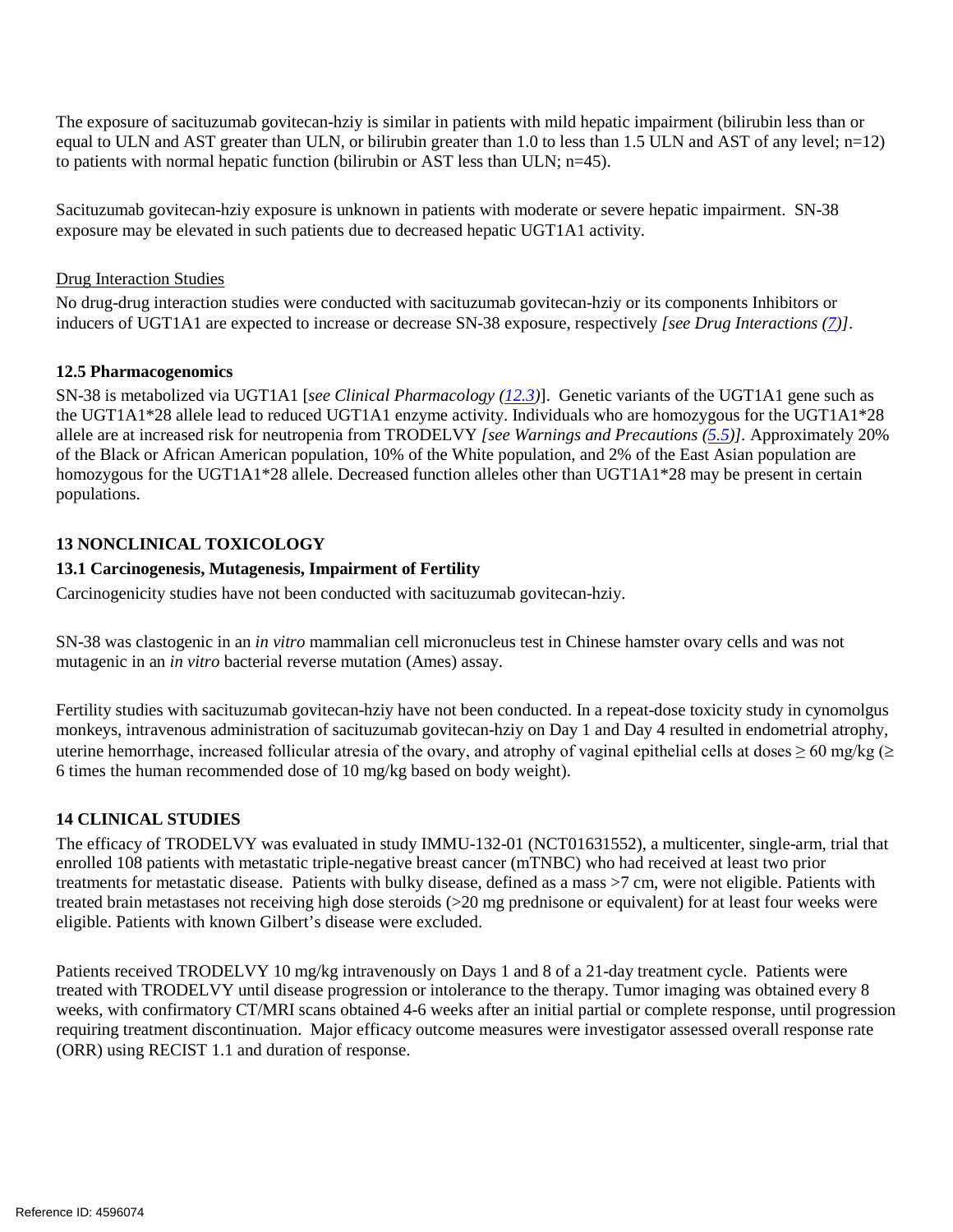The exposure of sacituzumab govitecan-hziy is similar in patients with mild hepatic impairment (bilirubin less than or equal to ULN and AST greater than ULN, or bilirubin greater than 1.0 to less than 1.5 ULN and AST of any level; n=12) to patients with normal hepatic function (bilirubin or AST less than ULN; n=45).

Sacituzumab govitecan-hziy exposure is unknown in patients with moderate or severe hepatic impairment. SN-38 exposure may be elevated in such patients due to decreased hepatic UGT1A1 activity.

Drug Interaction Studies

No drug-drug interaction studies were conducted with sacituzumab govitecan-hziy or its components Inhibitors or inducers of UGT1A1 are expected to increase or decrease SN-38 exposure, respectively *[see Drug Interactions (7)]*.

### 12.5 Pharmacogenomics

SN-38 is metabolized via UGT1A1 [*see Clinical Pharmacology (12.3)*]. Genetic variants of the UGT1A1 gene such as the UGT1A1*28 allele lead to reduced UGT1A1 enzyme activity. Individuals who are homozygous for the UGT1A1*28 allele are at increased risk for neutropenia from TRODELVY *[see Warnings and Precautions (5.5)]*. Approximately 20% of the Black or African American population, 10% of the White population, and 2% of the East Asian population are homozygous for the UGT1A1*28 allele. Decreased function alleles other than UGT1A1*28 may be present in certain populations.

## 13 NONCLINICAL TOXICOLOGY

### 13.1 Carcinogenesis, Mutagenesis, Impairment of Fertility

Carcinogenicity studies have not been conducted with sacituzumab govitecan-hziy.

SN-38 was clastogenic in an *in vitro* mammalian cell micronucleus test in Chinese hamster ovary cells and was not mutagenic in an *in vitro* bacterial reverse mutation (Ames) assay.

Fertility studies with sacituzumab govitecan-hziy have not been conducted. In a repeat-dose toxicity study in cynomolgus monkeys, intravenous administration of sacituzumab govitecan-hziy on Day 1 and Day 4 resulted in endometrial atrophy, uterine hemorrhage, increased follicular atresia of the ovary, and atrophy of vaginal epithelial cells at doses ≥ 60 mg/kg (≥ 6 times the human recommended dose of 10 mg/kg based on body weight).

## 14 CLINICAL STUDIES

The efficacy of TRODELVY was evaluated in study IMMU-132-01 (NCT01631552), a multicenter, single-arm, trial that enrolled 108 patients with metastatic triple-negative breast cancer (mTNBC) who had received at least two prior treatments for metastatic disease. Patients with bulky disease, defined as a mass >7 cm, were not eligible. Patients with treated brain metastases not receiving high dose steroids (>20 mg prednisone or equivalent) for at least four weeks were eligible. Patients with known Gilbert's disease were excluded.

Patients received TRODELVY 10 mg/kg intravenously on Days 1 and 8 of a 21-day treatment cycle. Patients were treated with TRODELVY until disease progression or intolerance to the therapy. Tumor imaging was obtained every 8 weeks, with confirmatory CT/MRI scans obtained 4-6 weeks after an initial partial or complete response, until progression requiring treatment discontinuation. Major efficacy outcome measures were investigator assessed overall response rate (ORR) using RECIST 1.1 and duration of response.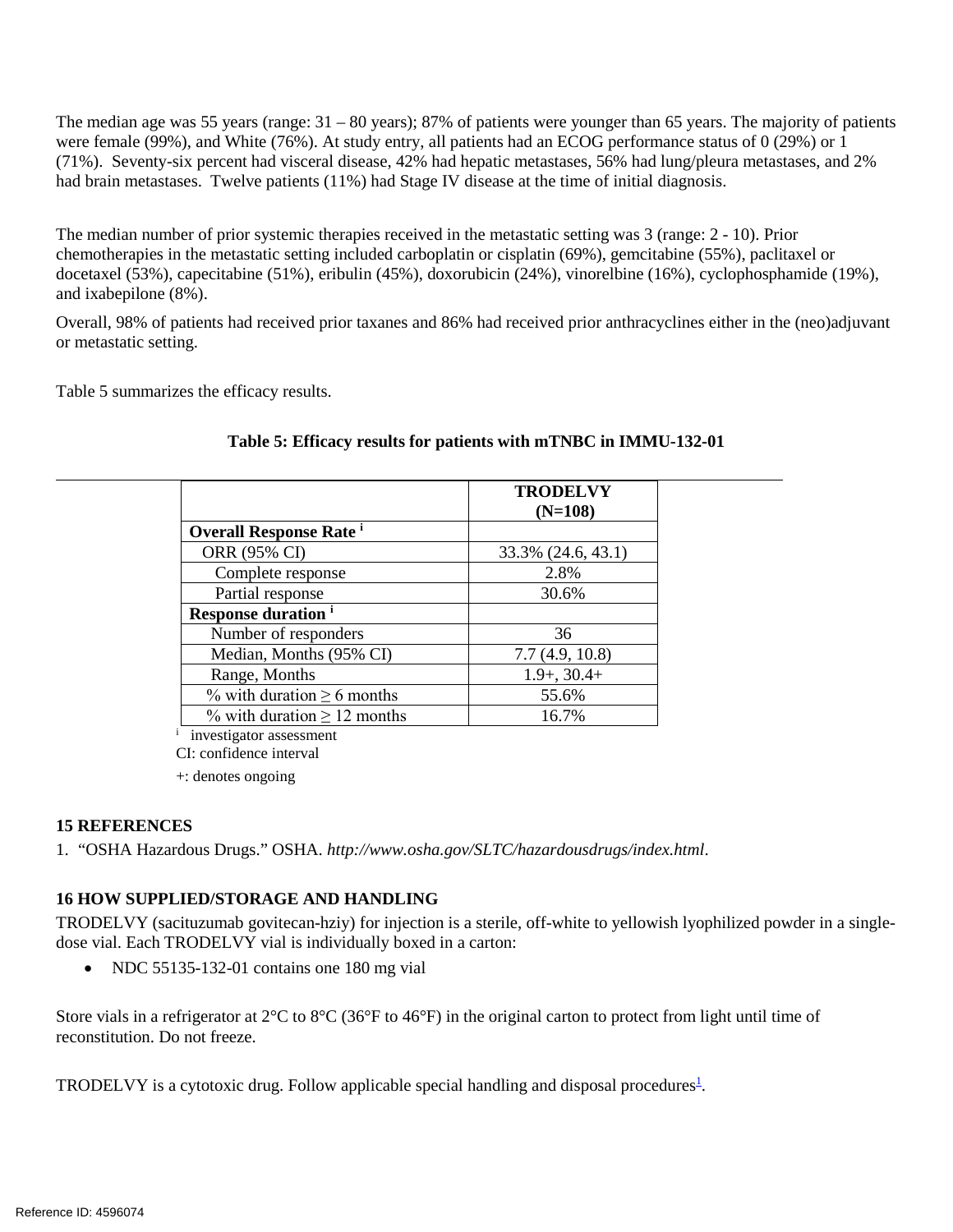The median age was 55 years (range: 31 – 80 years); 87% of patients were younger than 65 years. The majority of patients were female (99%), and White (76%). At study entry, all patients had an ECOG performance status of 0 (29%) or 1 (71%). Seventy-six percent had visceral disease, 42% had hepatic metastases, 56% had lung/pleura metastases, and 2% had brain metastases. Twelve patients (11%) had Stage IV disease at the time of initial diagnosis.

The median number of prior systemic therapies received in the metastatic setting was 3 (range: 2 - 10). Prior chemotherapies in the metastatic setting included carboplatin or cisplatin (69%), gemcitabine (55%), paclitaxel or docetaxel (53%), capecitabine (51%), eribulin (45%), doxorubicin (24%), vinorelbine (16%), cyclophosphamide (19%), and ixabepilone (8%).

Overall, 98% of patients had received prior taxanes and 86% had received prior anthracyclines either in the (neo)adjuvant or metastatic setting.

Table 5 summarizes the efficacy results.

**Table 5: Efficacy results for patients with mTNBC in IMMU-132-01**

| | **TRODELVY (N=108)** |
|---|---|
| **Overall Response Rate [i]** | |
| ORR (95% CI) | 33.3% (24.6, 43.1) |
| Complete response | 2.8% |
| Partial response | 30.6% |
| **Response duration [i]** | |
| Number of responders | 36 |
| Median, Months (95% CI) | 7.7 (4.9, 10.8) |
| Range, Months | 1.9+, 30.4+ |
| % with duration ≥ 6 months | 55.6% |
| % with duration ≥ 12 months | 16.7% |

[i] investigator assessment

CI: confidence interval

+: denotes ongoing

## 15 REFERENCES

1. "OSHA Hazardous Drugs." OSHA. *http://www.osha.gov/SLTC/hazardousdrugs/index.html*.

## 16 HOW SUPPLIED/STORAGE AND HANDLING

TRODELVY (sacituzumab govitecan-hziy) for injection is a sterile, off-white to yellowish lyophilized powder in a single-dose vial. Each TRODELVY vial is individually boxed in a carton:

- NDC 55135-132-01 contains one 180 mg vial

Store vials in a refrigerator at 2°C to 8°C (36°F to 46°F) in the original carton to protect from light until time of reconstitution. Do not freeze.

TRODELVY is a cytotoxic drug. Follow applicable special handling and disposal procedures[1].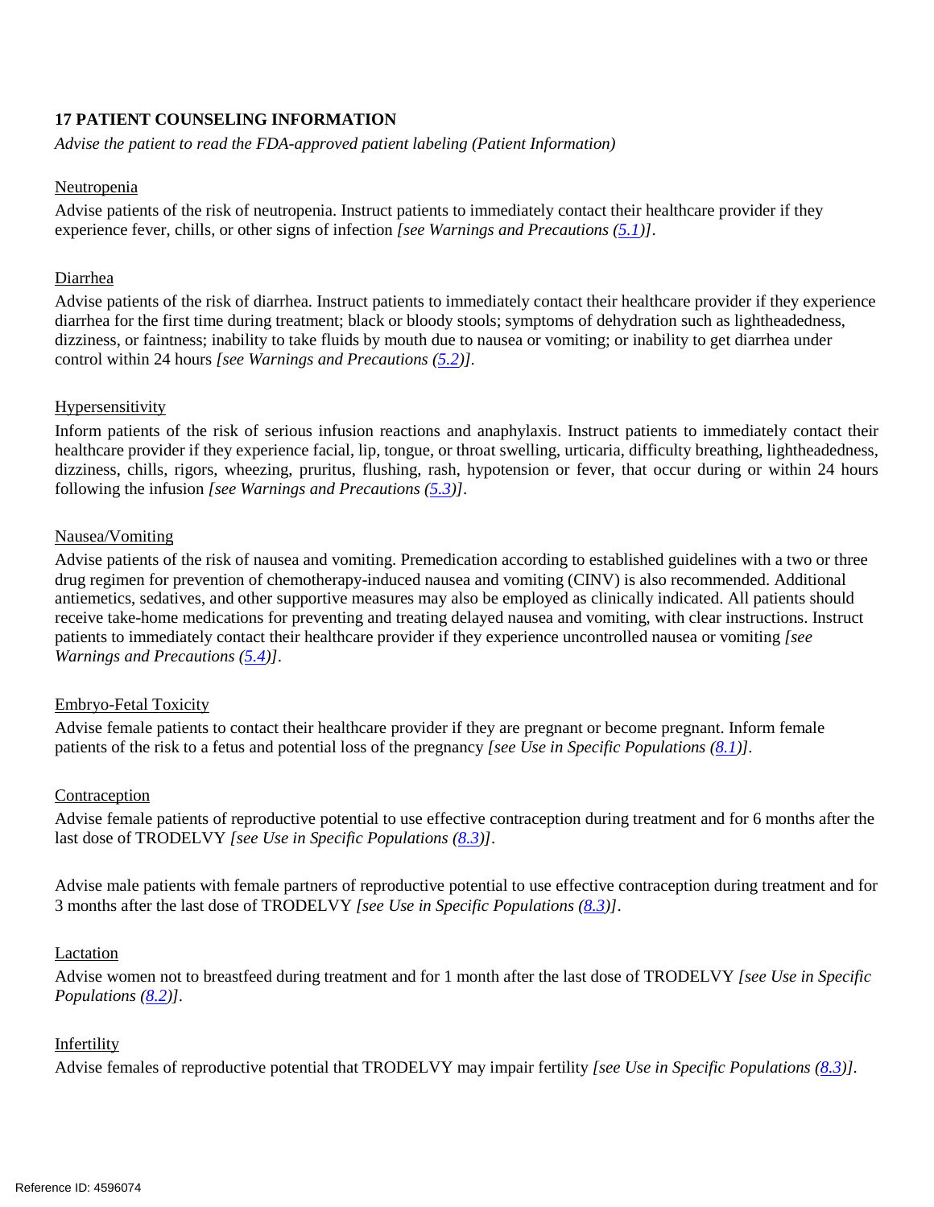## 17 PATIENT COUNSELING INFORMATION

*Advise the patient to read the FDA-approved patient labeling (Patient Information)*

Neutropenia

Advise patients of the risk of neutropenia. Instruct patients to immediately contact their healthcare provider if they experience fever, chills, or other signs of infection *[see Warnings and Precautions (5.1)]*.

Diarrhea

Advise patients of the risk of diarrhea. Instruct patients to immediately contact their healthcare provider if they experience diarrhea for the first time during treatment; black or bloody stools; symptoms of dehydration such as lightheadedness, dizziness, or faintness; inability to take fluids by mouth due to nausea or vomiting; or inability to get diarrhea under control within 24 hours *[see Warnings and Precautions (5.2)]*.

Hypersensitivity

Inform patients of the risk of serious infusion reactions and anaphylaxis. Instruct patients to immediately contact their healthcare provider if they experience facial, lip, tongue, or throat swelling, urticaria, difficulty breathing, lightheadedness, dizziness, chills, rigors, wheezing, pruritus, flushing, rash, hypotension or fever, that occur during or within 24 hours following the infusion *[see Warnings and Precautions (5.3)]*.

Nausea/Vomiting

Advise patients of the risk of nausea and vomiting. Premedication according to established guidelines with a two or three drug regimen for prevention of chemotherapy-induced nausea and vomiting (CINV) is also recommended. Additional antiemetics, sedatives, and other supportive measures may also be employed as clinically indicated. All patients should receive take-home medications for preventing and treating delayed nausea and vomiting, with clear instructions. Instruct patients to immediately contact their healthcare provider if they experience uncontrolled nausea or vomiting *[see Warnings and Precautions (5.4)]*.

Embryo-Fetal Toxicity

Advise female patients to contact their healthcare provider if they are pregnant or become pregnant. Inform female patients of the risk to a fetus and potential loss of the pregnancy *[see Use in Specific Populations (8.1)]*.

Contraception

Advise female patients of reproductive potential to use effective contraception during treatment and for 6 months after the last dose of TRODELVY *[see Use in Specific Populations (8.3)]*.

Advise male patients with female partners of reproductive potential to use effective contraception during treatment and for 3 months after the last dose of TRODELVY *[see Use in Specific Populations (8.3)]*.

Lactation

Advise women not to breastfeed during treatment and for 1 month after the last dose of TRODELVY *[see Use in Specific Populations (8.2)]*.

Infertility

Advise females of reproductive potential that TRODELVY may impair fertility *[see Use in Specific Populations (8.3)]*.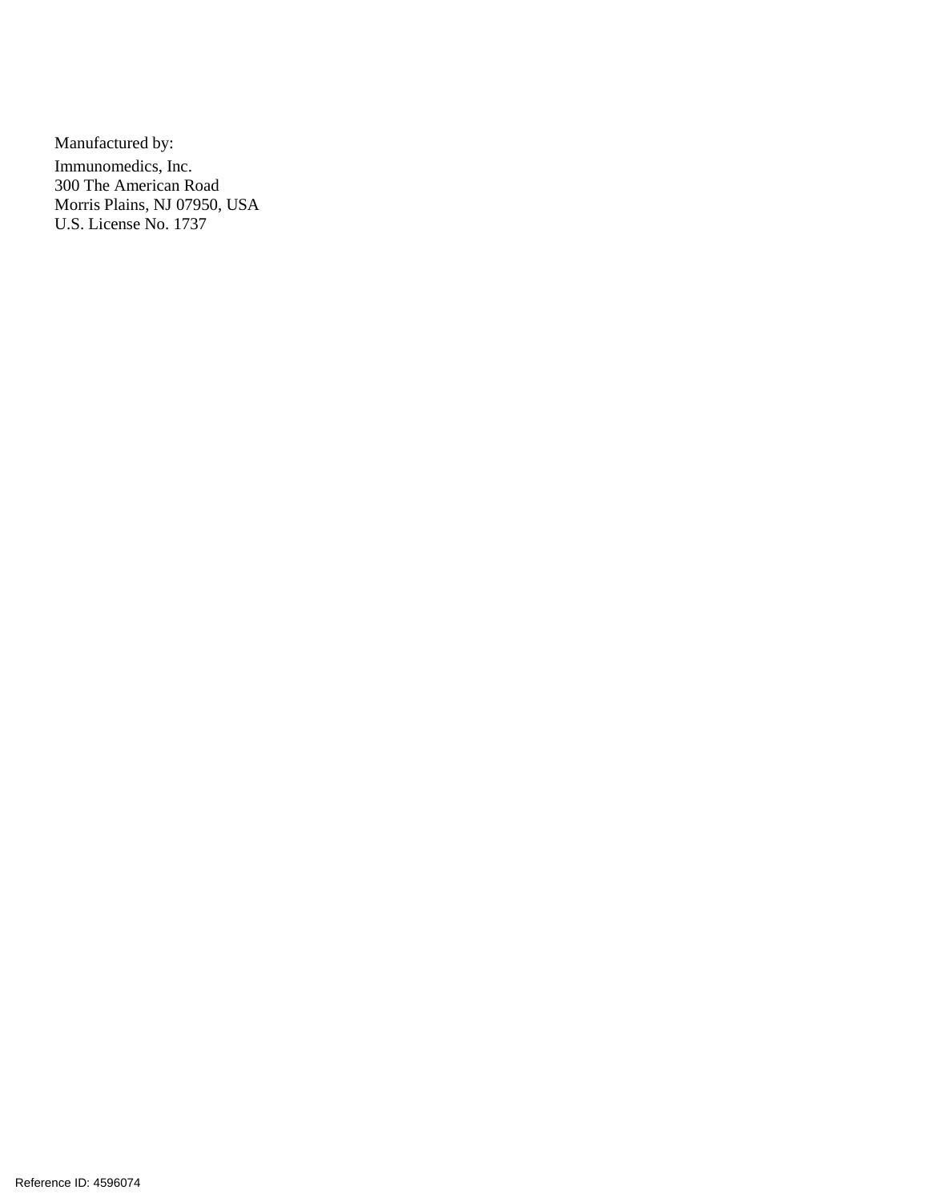Manufactured by:

Immunomedics, Inc.
300 The American Road
Morris Plains, NJ 07950, USA
U.S. License No. 1737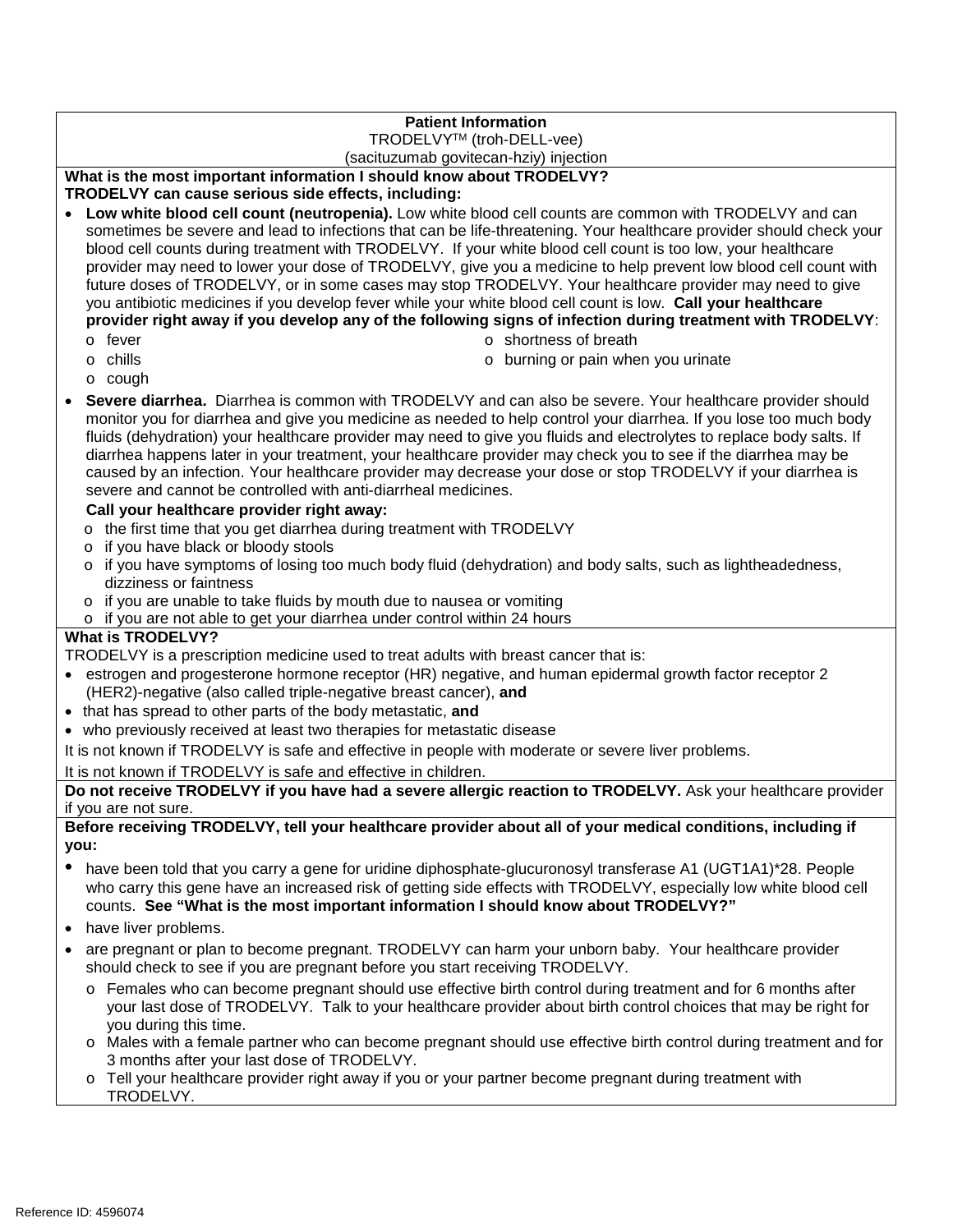**Patient Information**
TRODELVY™ (troh-DELL-vee)
(sacituzumab govitecan-hziy) injection

**What is the most important information I should know about TRODELVY?**

**TRODELVY can cause serious side effects, including:**

- **Low white blood cell count (neutropenia).** Low white blood cell counts are common with TRODELVY and can sometimes be severe and lead to infections that can be life-threatening. Your healthcare provider should check your blood cell counts during treatment with TRODELVY. If your white blood cell count is too low, your healthcare provider may need to lower your dose of TRODELVY, give you a medicine to help prevent low blood cell count with future doses of TRODELVY, or in some cases may stop TRODELVY. Your healthcare provider may need to give you antibiotic medicines if you develop fever while your white blood cell count is low. **Call your healthcare provider right away if you develop any of the following signs of infection during treatment with TRODELVY**:
  - fever
  - chills
  - cough
  - shortness of breath
  - burning or pain when you urinate
- **Severe diarrhea.** Diarrhea is common with TRODELVY and can also be severe. Your healthcare provider should monitor you for diarrhea and give you medicine as needed to help control your diarrhea. If you lose too much body fluids (dehydration) your healthcare provider may need to give you fluids and electrolytes to replace body salts. If diarrhea happens later in your treatment, your healthcare provider may check you to see if the diarrhea may be caused by an infection. Your healthcare provider may decrease your dose or stop TRODELVY if your diarrhea is severe and cannot be controlled with anti-diarrheal medicines.

  **Call your healthcare provider right away:**
  - the first time that you get diarrhea during treatment with TRODELVY
  - if you have black or bloody stools
  - if you have symptoms of losing too much body fluid (dehydration) and body salts, such as lightheadedness, dizziness or faintness
  - if you are unable to take fluids by mouth due to nausea or vomiting
  - if you are not able to get your diarrhea under control within 24 hours

**What is TRODELVY?**

TRODELVY is a prescription medicine used to treat adults with breast cancer that is:

- estrogen and progesterone hormone receptor (HR) negative, and human epidermal growth factor receptor 2 (HER2)-negative (also called triple-negative breast cancer), **and**
- that has spread to other parts of the body metastatic, **and**
- who previously received at least two therapies for metastatic disease

It is not known if TRODELVY is safe and effective in people with moderate or severe liver problems.

It is not known if TRODELVY is safe and effective in children.

**Do not receive TRODELVY if you have had a severe allergic reaction to TRODELVY.** Ask your healthcare provider if you are not sure.

**Before receiving TRODELVY, tell your healthcare provider about all of your medical conditions, including if you:**

- have been told that you carry a gene for uridine diphosphate-glucuronosyl transferase A1 (UGT1A1)*28. People who carry this gene have an increased risk of getting side effects with TRODELVY, especially low white blood cell counts. **See "What is the most important information I should know about TRODELVY?"**
- have liver problems.
- are pregnant or plan to become pregnant. TRODELVY can harm your unborn baby. Your healthcare provider should check to see if you are pregnant before you start receiving TRODELVY.
  - Females who can become pregnant should use effective birth control during treatment and for 6 months after your last dose of TRODELVY. Talk to your healthcare provider about birth control choices that may be right for you during this time.
  - Males with a female partner who can become pregnant should use effective birth control during treatment and for 3 months after your last dose of TRODELVY.
  - Tell your healthcare provider right away if you or your partner become pregnant during treatment with TRODELVY.

Reference ID: 4596074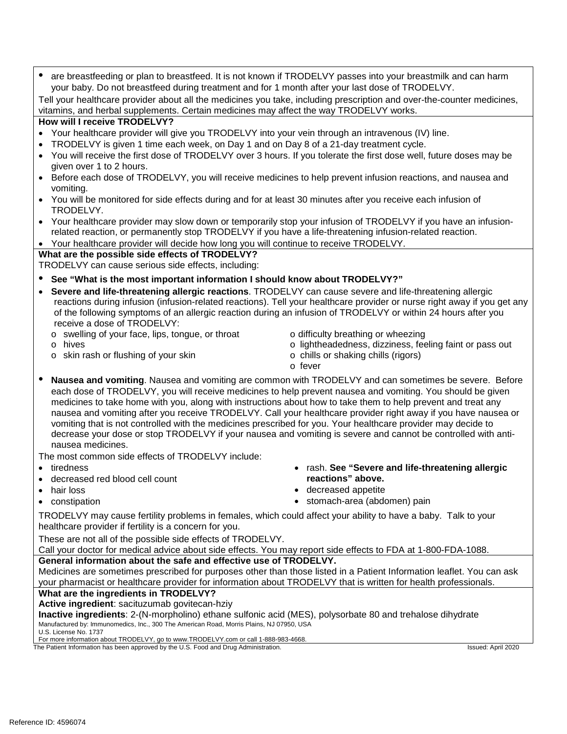- are breastfeeding or plan to breastfeed. It is not known if TRODELVY passes into your breastmilk and can harm your baby. Do not breastfeed during treatment and for 1 month after your last dose of TRODELVY.

Tell your healthcare provider about all the medicines you take, including prescription and over-the-counter medicines, vitamins, and herbal supplements. Certain medicines may affect the way TRODELVY works.

**How will I receive TRODELVY?**

- Your healthcare provider will give you TRODELVY into your vein through an intravenous (IV) line.
- TRODELVY is given 1 time each week, on Day 1 and on Day 8 of a 21-day treatment cycle.
- You will receive the first dose of TRODELVY over 3 hours. If you tolerate the first dose well, future doses may be given over 1 to 2 hours.
- Before each dose of TRODELVY, you will receive medicines to help prevent infusion reactions, and nausea and vomiting.
- You will be monitored for side effects during and for at least 30 minutes after you receive each infusion of TRODELVY.
- Your healthcare provider may slow down or temporarily stop your infusion of TRODELVY if you have an infusion-related reaction, or permanently stop TRODELVY if you have a life-threatening infusion-related reaction.
- Your healthcare provider will decide how long you will continue to receive TRODELVY.

**What are the possible side effects of TRODELVY?**

TRODELVY can cause serious side effects, including:

- **See "What is the most important information I should know about TRODELVY?"**
- **Severe and life-threatening allergic reactions**. TRODELVY can cause severe and life-threatening allergic reactions during infusion (infusion-related reactions). Tell your healthcare provider or nurse right away if you get any of the following symptoms of an allergic reaction during an infusion of TRODELVY or within 24 hours after you receive a dose of TRODELVY:
  - swelling of your face, lips, tongue, or throat
  - hives
  - skin rash or flushing of your skin
  - difficulty breathing or wheezing
  - lightheadedness, dizziness, feeling faint or pass out
  - chills or shaking chills (rigors)
  - fever
- **Nausea and vomiting**. Nausea and vomiting are common with TRODELVY and can sometimes be severe. Before each dose of TRODELVY, you will receive medicines to help prevent nausea and vomiting. You should be given medicines to take home with you, along with instructions about how to take them to help prevent and treat any nausea and vomiting after you receive TRODELVY. Call your healthcare provider right away if you have nausea or vomiting that is not controlled with the medicines prescribed for you. Your healthcare provider may decide to decrease your dose or stop TRODELVY if your nausea and vomiting is severe and cannot be controlled with anti-nausea medicines.

The most common side effects of TRODELVY include:

- tiredness
- decreased red blood cell count
- hair loss
- constipation
- rash. **See "Severe and life-threatening allergic reactions" above.**
- decreased appetite
- stomach-area (abdomen) pain

TRODELVY may cause fertility problems in females, which could affect your ability to have a baby. Talk to your healthcare provider if fertility is a concern for you.

These are not all of the possible side effects of TRODELVY.

Call your doctor for medical advice about side effects. You may report side effects to FDA at 1-800-FDA-1088.

**General information about the safe and effective use of TRODELVY.**

Medicines are sometimes prescribed for purposes other than those listed in a Patient Information leaflet. You can ask your pharmacist or healthcare provider for information about TRODELVY that is written for health professionals.

**What are the ingredients in TRODELVY?**

**Active ingredient**: sacituzumab govitecan-hziy

**Inactive ingredients**: 2-(N-morpholino) ethane sulfonic acid (MES), polysorbate 80 and trehalose dihydrate

Manufactured by: Immunomedics, Inc., 300 The American Road, Morris Plains, NJ 07950, USA
U.S. License No. 1737
For more information about TRODELVY, go to www.TRODELVY.com or call 1-888-983-4668.

The Patient Information has been approved by the U.S. Food and Drug Administration. Issued: April 2020